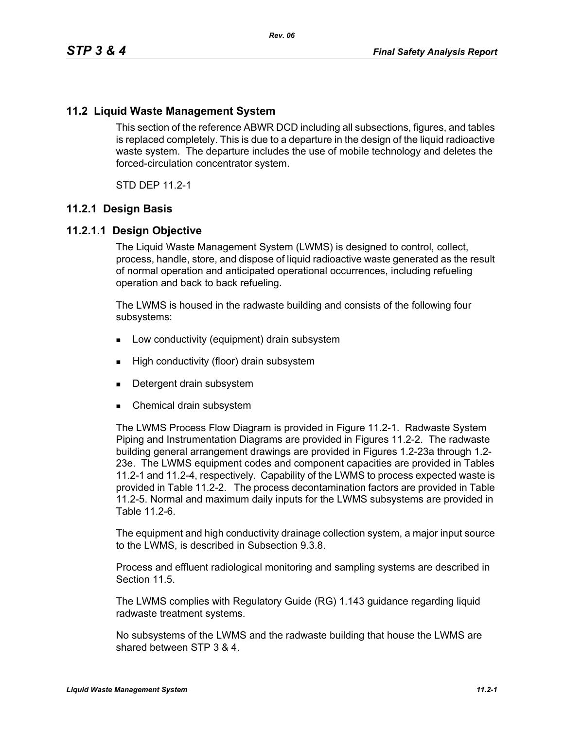## 11.2 Liquid Waste Management System

This section of the reference ABWR DCD including all subsections, figures, and tables is replaced completely. This is due to a departure in the design of the liquid radioactive waste system. The departure includes the use of mobile technology and deletes the forced-circulation concentrator system.

STD DEP 11.2-1

### 11.2.1 Design Basis

#### 11.2.1.1 Design Objective

The Liquid Waste Management System (LWMS) is designed to control, collect, process, handle, store, and dispose of liquid radioactive waste generated as the result of normal operation and anticipated operational occurrences, including refueling operation and back to back refueling.

The LWMS is housed in the radwaste building and consists of the following four subsystems:

- Low conductivity (equipment) drain subsystem
- High conductivity (floor) drain subsystem
- Detergent drain subsystem
- Chemical drain subsystem

The LWMS Process Flow Diagram is provided in Figure 11.2-1. Radwaste System Piping and Instrumentation Diagrams are provided in Figures 11.2-2. The radwaste building general arrangement drawings are provided in Figures 1.2-23a through 1.2-23e. The LWMS equipment codes and component capacities are provided in Tables 11.2-1 and 11.2-4, respectively. Capability of the LWMS to process expected waste is provided in Table 11.2-2. The process decontamination factors are provided in Table 11.2-5. Normal and maximum daily inputs for the LWMS subsystems are provided in Table 11.2-6.

The equipment and high conductivity drainage collection system, a major input source to the LWMS, is described in Subsection 9.3.8.

Process and effluent radiological monitoring and sampling systems are described in Section 11.5.

The LWMS complies with Regulatory Guide (RG) 1.143 guidance regarding liquid radwaste treatment systems.

No subsystems of the LWMS and the radwaste building that house the LWMS are shared between STP 3 & 4.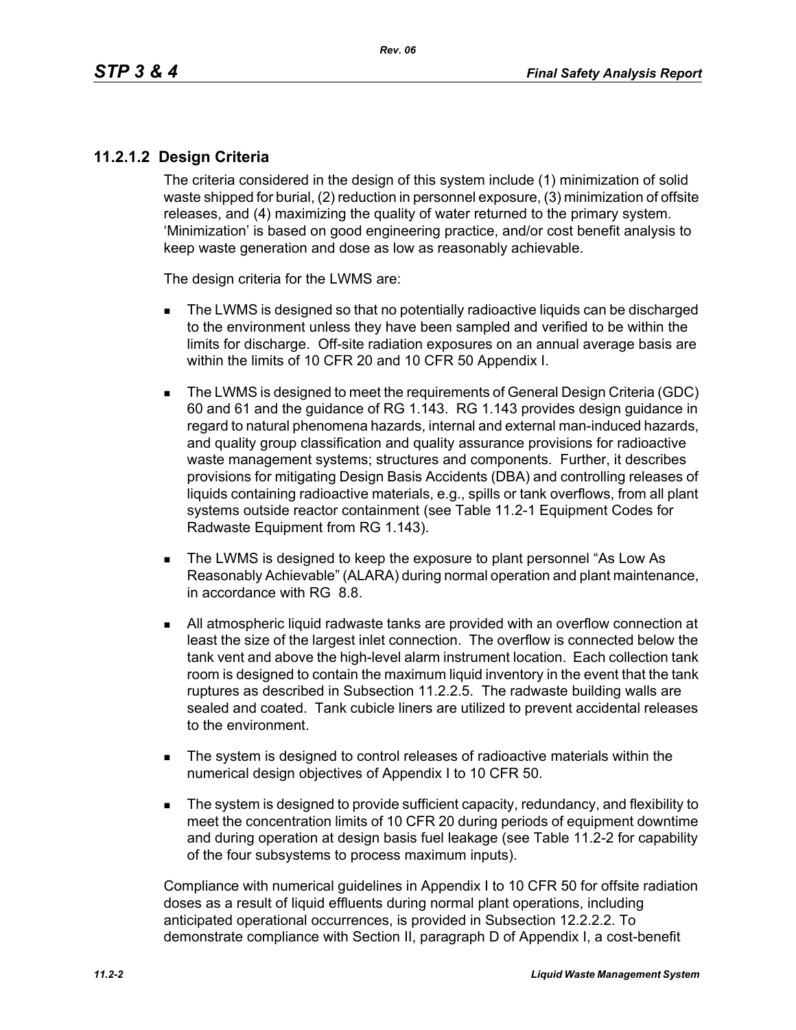### 11.2.1.2 Design Criteria

The criteria considered in the design of this system include (1) minimization of solid waste shipped for burial, (2) reduction in personnel exposure, (3) minimization of offsite releases, and (4) maximizing the quality of water returned to the primary system. 'Minimization' is based on good engineering practice, and/or cost benefit analysis to keep waste generation and dose as low as reasonably achievable.

The design criteria for the LWMS are:

- The LWMS is designed so that no potentially radioactive liquids can be discharged to the environment unless they have been sampled and verified to be within the limits for discharge. Off-site radiation exposures on an annual average basis are within the limits of 10 CFR 20 and 10 CFR 50 Appendix I.
- The LWMS is designed to meet the requirements of General Design Criteria (GDC) 60 and 61 and the guidance of RG 1.143. RG 1.143 provides design guidance in regard to natural phenomena hazards, internal and external man-induced hazards, and quality group classification and quality assurance provisions for radioactive waste management systems; structures and components. Further, it describes provisions for mitigating Design Basis Accidents (DBA) and controlling releases of liquids containing radioactive materials, e.g., spills or tank overflows, from all plant systems outside reactor containment (see Table 11.2-1 Equipment Codes for Radwaste Equipment from RG 1.143).
- The LWMS is designed to keep the exposure to plant personnel "As Low As Reasonably Achievable" (ALARA) during normal operation and plant maintenance, in accordance with RG 8.8.
- All atmospheric liquid radwaste tanks are provided with an overflow connection at least the size of the largest inlet connection. The overflow is connected below the tank vent and above the high-level alarm instrument location. Each collection tank room is designed to contain the maximum liquid inventory in the event that the tank ruptures as described in Subsection 11.2.2.5. The radwaste building walls are sealed and coated. Tank cubicle liners are utilized to prevent accidental releases to the environment.
- The system is designed to control releases of radioactive materials within the numerical design objectives of Appendix I to 10 CFR 50.
- The system is designed to provide sufficient capacity, redundancy, and flexibility to meet the concentration limits of 10 CFR 20 during periods of equipment downtime and during operation at design basis fuel leakage (see Table 11.2-2 for capability of the four subsystems to process maximum inputs).

Compliance with numerical guidelines in Appendix I to 10 CFR 50 for offsite radiation doses as a result of liquid effluents during normal plant operations, including anticipated operational occurrences, is provided in Subsection 12.2.2.2. To demonstrate compliance with Section II, paragraph D of Appendix I, a cost-benefit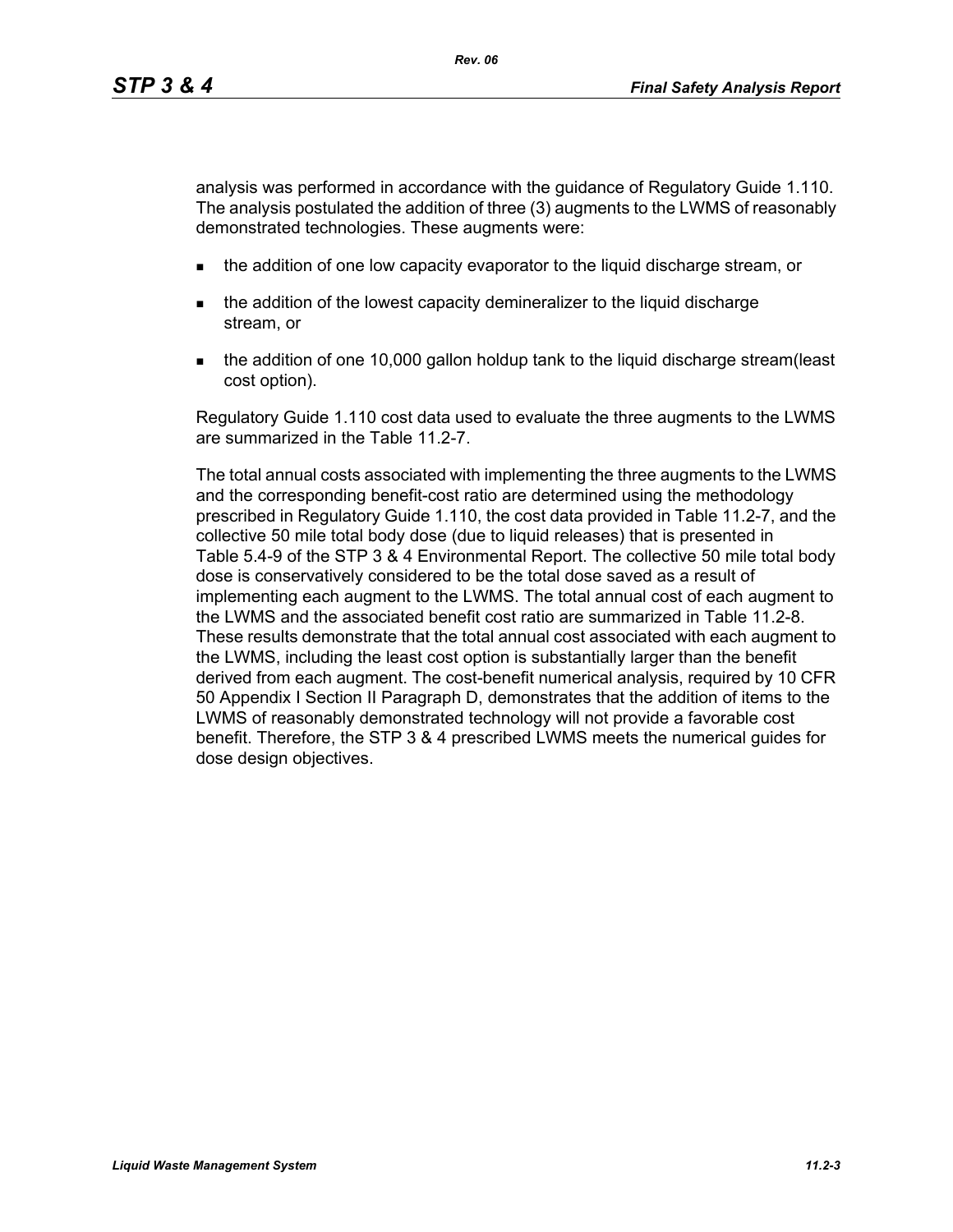analysis was performed in accordance with the guidance of Regulatory Guide 1.110. The analysis postulated the addition of three (3) augments to the LWMS of reasonably demonstrated technologies. These augments were:

- the addition of one low capacity evaporator to the liquid discharge stream, or
- the addition of the lowest capacity demineralizer to the liquid discharge stream, or
- the addition of one 10,000 gallon holdup tank to the liquid discharge stream(least cost option).

Regulatory Guide 1.110 cost data used to evaluate the three augments to the LWMS are summarized in the Table 11.2-7.

The total annual costs associated with implementing the three augments to the LWMS and the corresponding benefit-cost ratio are determined using the methodology prescribed in Regulatory Guide 1.110, the cost data provided in Table 11.2-7, and the collective 50 mile total body dose (due to liquid releases) that is presented in Table 5.4-9 of the STP 3 & 4 Environmental Report. The collective 50 mile total body dose is conservatively considered to be the total dose saved as a result of implementing each augment to the LWMS. The total annual cost of each augment to the LWMS and the associated benefit cost ratio are summarized in Table 11.2-8. These results demonstrate that the total annual cost associated with each augment to the LWMS, including the least cost option is substantially larger than the benefit derived from each augment. The cost-benefit numerical analysis, required by 10 CFR 50 Appendix I Section II Paragraph D, demonstrates that the addition of items to the LWMS of reasonably demonstrated technology will not provide a favorable cost benefit. Therefore, the STP 3 & 4 prescribed LWMS meets the numerical guides for dose design objectives.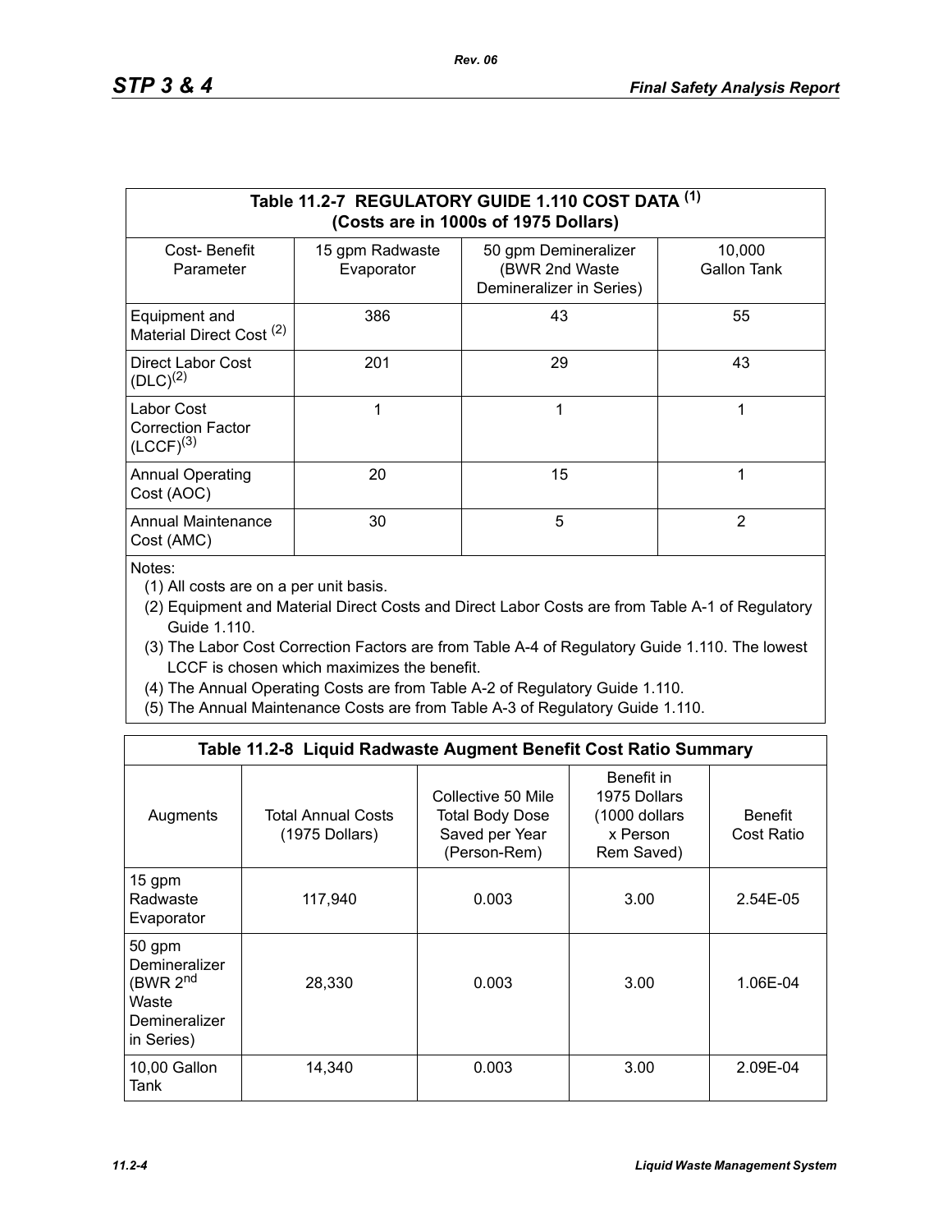| Table 11.2-7 REGULATORY GUIDE 1.110 COST DATA (1) (Costs are in 1000s of 1975 Dollars) | | | |
|---|---|---|---|
| Cost- Benefit Parameter | 15 gpm Radwaste Evaporator | 50 gpm Demineralizer (BWR 2nd Waste Demineralizer in Series) | 10,000 Gallon Tank |
| Equipment and Material Direct Cost (2) | 386 | 43 | 55 |
| Direct Labor Cost (DLC)(2) | 201 | 29 | 43 |
| Labor Cost Correction Factor (LCCF)(3) | 1 | 1 | 1 |
| Annual Operating Cost (AOC) | 20 | 15 | 1 |
| Annual Maintenance Cost (AMC) | 30 | 5 | 2 |

Notes:

(1) All costs are on a per unit basis.

(2) Equipment and Material Direct Costs and Direct Labor Costs are from Table A-1 of Regulatory Guide 1.110.

(3) The Labor Cost Correction Factors are from Table A-4 of Regulatory Guide 1.110. The lowest LCCF is chosen which maximizes the benefit.

(4) The Annual Operating Costs are from Table A-2 of Regulatory Guide 1.110.

(5) The Annual Maintenance Costs are from Table A-3 of Regulatory Guide 1.110.

| Table 11.2-8 Liquid Radwaste Augment Benefit Cost Ratio Summary | | | | |
|---|---|---|---|---|
| Augments | Total Annual Costs (1975 Dollars) | Collective 50 Mile Total Body Dose Saved per Year (Person-Rem) | Benefit in 1975 Dollars (1000 dollars x Person Rem Saved) | Benefit Cost Ratio |
| 15 gpm Radwaste Evaporator | 117,940 | 0.003 | 3.00 | 2.54E-05 |
| 50 gpm Demineralizer (BWR 2nd Waste Demineralizer in Series) | 28,330 | 0.003 | 3.00 | 1.06E-04 |
| 10,00 Gallon Tank | 14,340 | 0.003 | 3.00 | 2.09E-04 |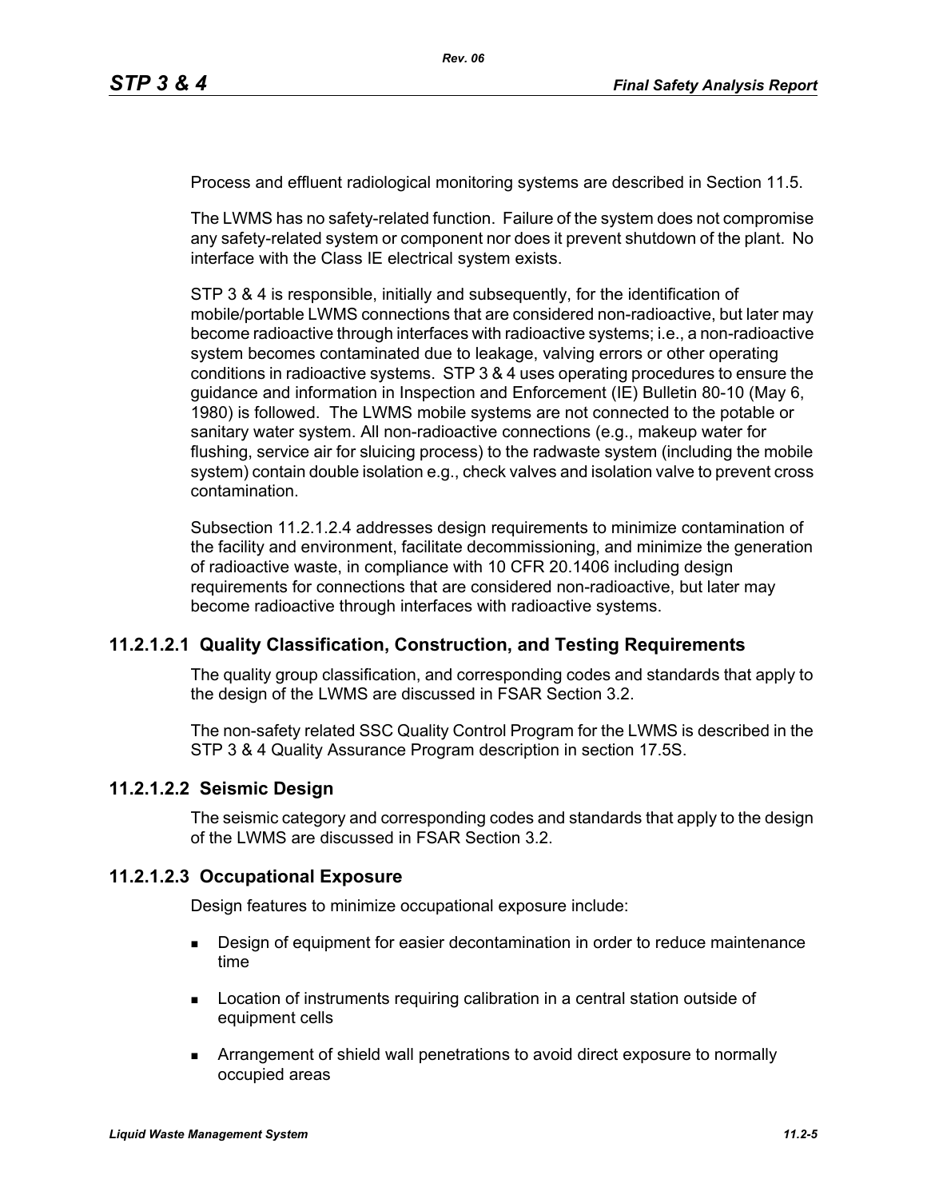Process and effluent radiological monitoring systems are described in Section 11.5.

The LWMS has no safety-related function. Failure of the system does not compromise any safety-related system or component nor does it prevent shutdown of the plant. No interface with the Class IE electrical system exists.

STP 3 & 4 is responsible, initially and subsequently, for the identification of mobile/portable LWMS connections that are considered non-radioactive, but later may become radioactive through interfaces with radioactive systems; i.e., a non-radioactive system becomes contaminated due to leakage, valving errors or other operating conditions in radioactive systems. STP 3 & 4 uses operating procedures to ensure the guidance and information in Inspection and Enforcement (IE) Bulletin 80-10 (May 6, 1980) is followed. The LWMS mobile systems are not connected to the potable or sanitary water system. All non-radioactive connections (e.g., makeup water for flushing, service air for sluicing process) to the radwaste system (including the mobile system) contain double isolation e.g., check valves and isolation valve to prevent cross contamination.

Subsection 11.2.1.2.4 addresses design requirements to minimize contamination of the facility and environment, facilitate decommissioning, and minimize the generation of radioactive waste, in compliance with 10 CFR 20.1406 including design requirements for connections that are considered non-radioactive, but later may become radioactive through interfaces with radioactive systems.

### 11.2.1.2.1 Quality Classification, Construction, and Testing Requirements

The quality group classification, and corresponding codes and standards that apply to the design of the LWMS are discussed in FSAR Section 3.2.

The non-safety related SSC Quality Control Program for the LWMS is described in the STP 3 & 4 Quality Assurance Program description in section 17.5S.

### 11.2.1.2.2 Seismic Design

The seismic category and corresponding codes and standards that apply to the design of the LWMS are discussed in FSAR Section 3.2.

### 11.2.1.2.3 Occupational Exposure

Design features to minimize occupational exposure include:

- Design of equipment for easier decontamination in order to reduce maintenance time
- Location of instruments requiring calibration in a central station outside of equipment cells
- Arrangement of shield wall penetrations to avoid direct exposure to normally occupied areas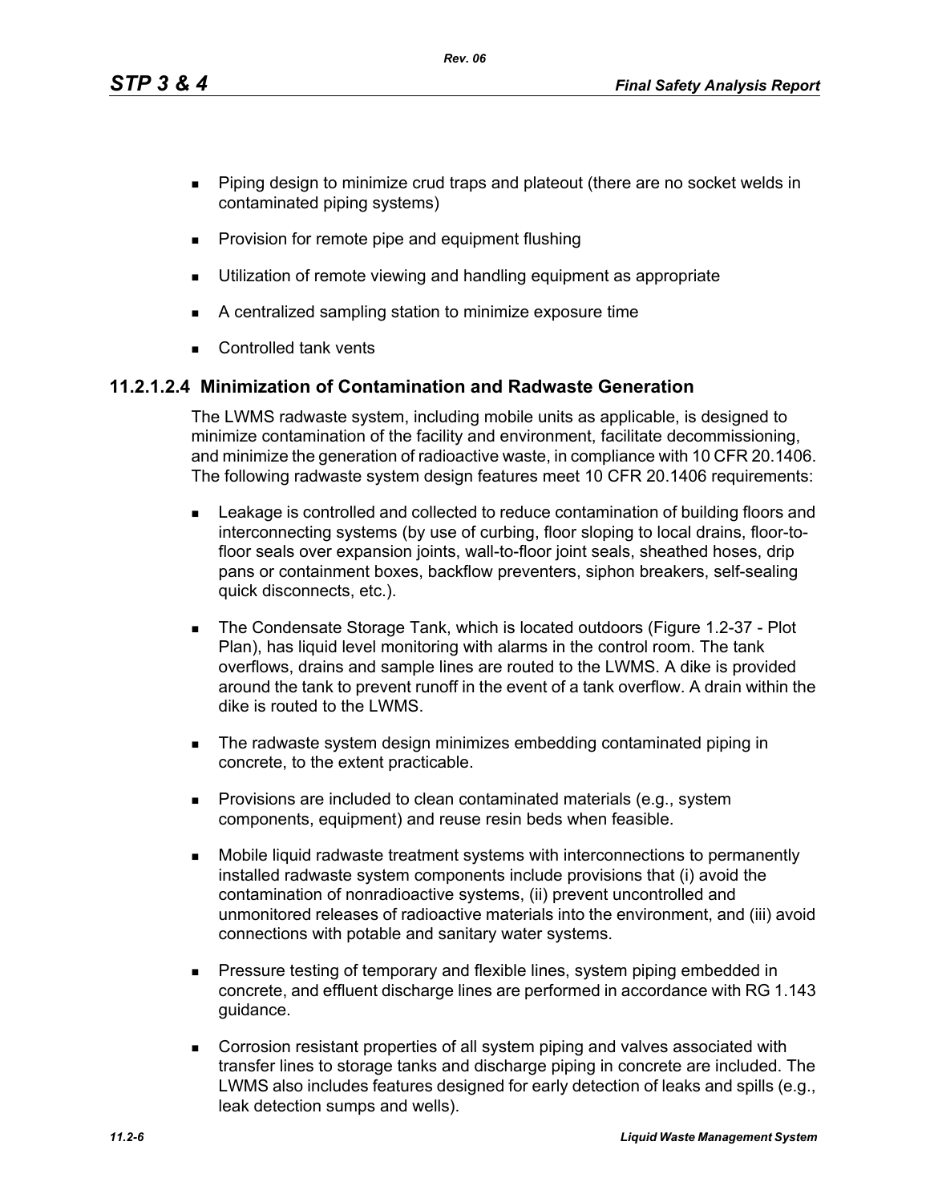- Piping design to minimize crud traps and plateout (there are no socket welds in contaminated piping systems)
- Provision for remote pipe and equipment flushing
- Utilization of remote viewing and handling equipment as appropriate
- A centralized sampling station to minimize exposure time
- Controlled tank vents

#### 11.2.1.2.4 Minimization of Contamination and Radwaste Generation

The LWMS radwaste system, including mobile units as applicable, is designed to minimize contamination of the facility and environment, facilitate decommissioning, and minimize the generation of radioactive waste, in compliance with 10 CFR 20.1406. The following radwaste system design features meet 10 CFR 20.1406 requirements:

- Leakage is controlled and collected to reduce contamination of building floors and interconnecting systems (by use of curbing, floor sloping to local drains, floor-to-floor seals over expansion joints, wall-to-floor joint seals, sheathed hoses, drip pans or containment boxes, backflow preventers, siphon breakers, self-sealing quick disconnects, etc.).
- The Condensate Storage Tank, which is located outdoors (Figure 1.2-37 - Plot Plan), has liquid level monitoring with alarms in the control room. The tank overflows, drains and sample lines are routed to the LWMS. A dike is provided around the tank to prevent runoff in the event of a tank overflow. A drain within the dike is routed to the LWMS.
- The radwaste system design minimizes embedding contaminated piping in concrete, to the extent practicable.
- Provisions are included to clean contaminated materials (e.g., system components, equipment) and reuse resin beds when feasible.
- Mobile liquid radwaste treatment systems with interconnections to permanently installed radwaste system components include provisions that (i) avoid the contamination of nonradioactive systems, (ii) prevent uncontrolled and unmonitored releases of radioactive materials into the environment, and (iii) avoid connections with potable and sanitary water systems.
- Pressure testing of temporary and flexible lines, system piping embedded in concrete, and effluent discharge lines are performed in accordance with RG 1.143 guidance.
- Corrosion resistant properties of all system piping and valves associated with transfer lines to storage tanks and discharge piping in concrete are included. The LWMS also includes features designed for early detection of leaks and spills (e.g., leak detection sumps and wells).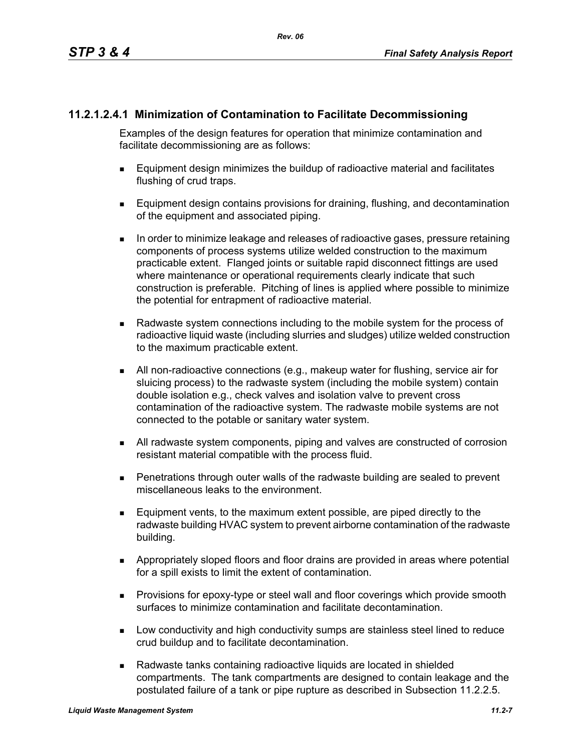### 11.2.1.2.4.1 Minimization of Contamination to Facilitate Decommissioning

Examples of the design features for operation that minimize contamination and facilitate decommissioning are as follows:

- Equipment design minimizes the buildup of radioactive material and facilitates flushing of crud traps.
- Equipment design contains provisions for draining, flushing, and decontamination of the equipment and associated piping.
- In order to minimize leakage and releases of radioactive gases, pressure retaining components of process systems utilize welded construction to the maximum practicable extent. Flanged joints or suitable rapid disconnect fittings are used where maintenance or operational requirements clearly indicate that such construction is preferable. Pitching of lines is applied where possible to minimize the potential for entrapment of radioactive material.
- Radwaste system connections including to the mobile system for the process of radioactive liquid waste (including slurries and sludges) utilize welded construction to the maximum practicable extent.
- All non-radioactive connections (e.g., makeup water for flushing, service air for sluicing process) to the radwaste system (including the mobile system) contain double isolation e.g., check valves and isolation valve to prevent cross contamination of the radioactive system. The radwaste mobile systems are not connected to the potable or sanitary water system.
- All radwaste system components, piping and valves are constructed of corrosion resistant material compatible with the process fluid.
- Penetrations through outer walls of the radwaste building are sealed to prevent miscellaneous leaks to the environment.
- Equipment vents, to the maximum extent possible, are piped directly to the radwaste building HVAC system to prevent airborne contamination of the radwaste building.
- Appropriately sloped floors and floor drains are provided in areas where potential for a spill exists to limit the extent of contamination.
- Provisions for epoxy-type or steel wall and floor coverings which provide smooth surfaces to minimize contamination and facilitate decontamination.
- Low conductivity and high conductivity sumps are stainless steel lined to reduce crud buildup and to facilitate decontamination.
- Radwaste tanks containing radioactive liquids are located in shielded compartments. The tank compartments are designed to contain leakage and the postulated failure of a tank or pipe rupture as described in Subsection 11.2.2.5.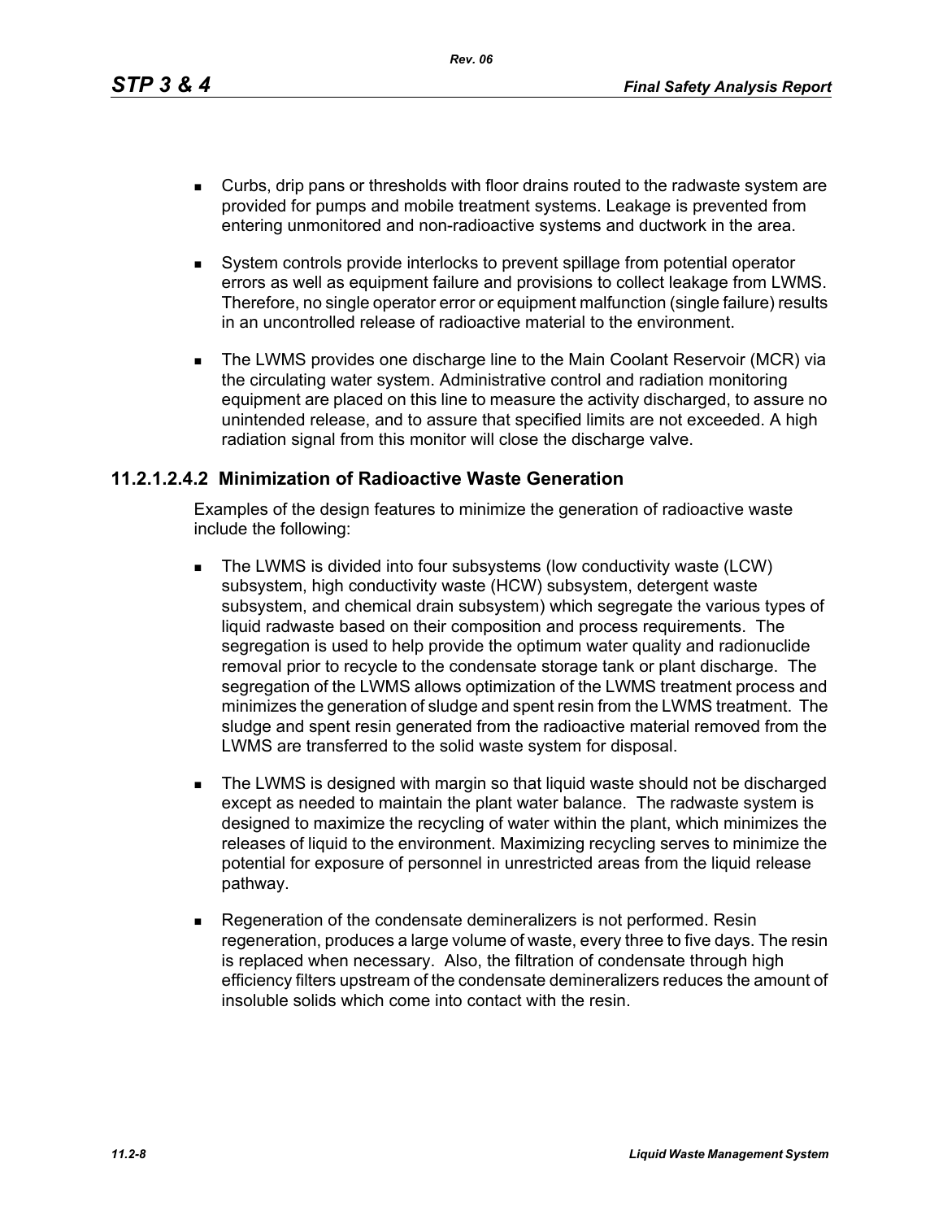- Curbs, drip pans or thresholds with floor drains routed to the radwaste system are provided for pumps and mobile treatment systems. Leakage is prevented from entering unmonitored and non-radioactive systems and ductwork in the area.
- System controls provide interlocks to prevent spillage from potential operator errors as well as equipment failure and provisions to collect leakage from LWMS. Therefore, no single operator error or equipment malfunction (single failure) results in an uncontrolled release of radioactive material to the environment.
- The LWMS provides one discharge line to the Main Coolant Reservoir (MCR) via the circulating water system. Administrative control and radiation monitoring equipment are placed on this line to measure the activity discharged, to assure no unintended release, and to assure that specified limits are not exceeded. A high radiation signal from this monitor will close the discharge valve.

### 11.2.1.2.4.2 Minimization of Radioactive Waste Generation

Examples of the design features to minimize the generation of radioactive waste include the following:

- The LWMS is divided into four subsystems (low conductivity waste (LCW) subsystem, high conductivity waste (HCW) subsystem, detergent waste subsystem, and chemical drain subsystem) which segregate the various types of liquid radwaste based on their composition and process requirements. The segregation is used to help provide the optimum water quality and radionuclide removal prior to recycle to the condensate storage tank or plant discharge. The segregation of the LWMS allows optimization of the LWMS treatment process and minimizes the generation of sludge and spent resin from the LWMS treatment. The sludge and spent resin generated from the radioactive material removed from the LWMS are transferred to the solid waste system for disposal.
- The LWMS is designed with margin so that liquid waste should not be discharged except as needed to maintain the plant water balance. The radwaste system is designed to maximize the recycling of water within the plant, which minimizes the releases of liquid to the environment. Maximizing recycling serves to minimize the potential for exposure of personnel in unrestricted areas from the liquid release pathway.
- Regeneration of the condensate demineralizers is not performed. Resin regeneration, produces a large volume of waste, every three to five days. The resin is replaced when necessary. Also, the filtration of condensate through high efficiency filters upstream of the condensate demineralizers reduces the amount of insoluble solids which come into contact with the resin.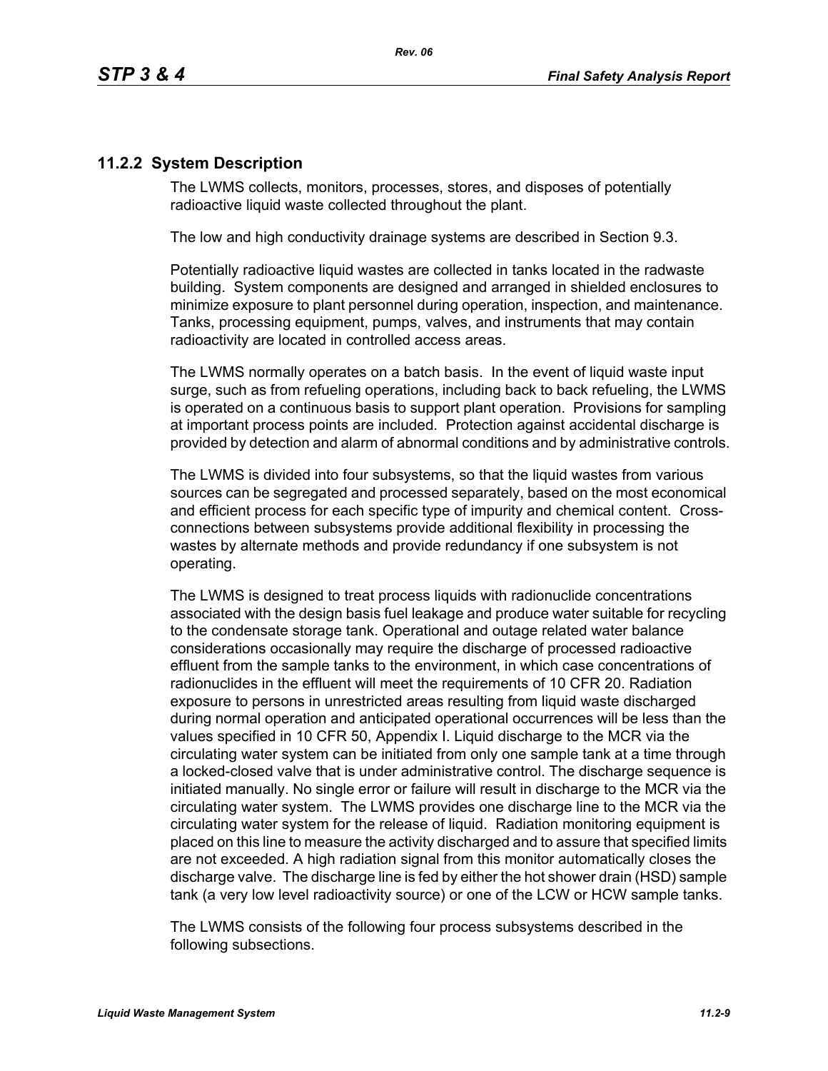## 11.2.2 System Description

The LWMS collects, monitors, processes, stores, and disposes of potentially radioactive liquid waste collected throughout the plant.

The low and high conductivity drainage systems are described in Section 9.3.

Potentially radioactive liquid wastes are collected in tanks located in the radwaste building. System components are designed and arranged in shielded enclosures to minimize exposure to plant personnel during operation, inspection, and maintenance. Tanks, processing equipment, pumps, valves, and instruments that may contain radioactivity are located in controlled access areas.

The LWMS normally operates on a batch basis. In the event of liquid waste input surge, such as from refueling operations, including back to back refueling, the LWMS is operated on a continuous basis to support plant operation. Provisions for sampling at important process points are included. Protection against accidental discharge is provided by detection and alarm of abnormal conditions and by administrative controls.

The LWMS is divided into four subsystems, so that the liquid wastes from various sources can be segregated and processed separately, based on the most economical and efficient process for each specific type of impurity and chemical content. Cross-connections between subsystems provide additional flexibility in processing the wastes by alternate methods and provide redundancy if one subsystem is not operating.

The LWMS is designed to treat process liquids with radionuclide concentrations associated with the design basis fuel leakage and produce water suitable for recycling to the condensate storage tank. Operational and outage related water balance considerations occasionally may require the discharge of processed radioactive effluent from the sample tanks to the environment, in which case concentrations of radionuclides in the effluent will meet the requirements of 10 CFR 20. Radiation exposure to persons in unrestricted areas resulting from liquid waste discharged during normal operation and anticipated operational occurrences will be less than the values specified in 10 CFR 50, Appendix I. Liquid discharge to the MCR via the circulating water system can be initiated from only one sample tank at a time through a locked-closed valve that is under administrative control. The discharge sequence is initiated manually. No single error or failure will result in discharge to the MCR via the circulating water system. The LWMS provides one discharge line to the MCR via the circulating water system for the release of liquid. Radiation monitoring equipment is placed on this line to measure the activity discharged and to assure that specified limits are not exceeded. A high radiation signal from this monitor automatically closes the discharge valve. The discharge line is fed by either the hot shower drain (HSD) sample tank (a very low level radioactivity source) or one of the LCW or HCW sample tanks.

The LWMS consists of the following four process subsystems described in the following subsections.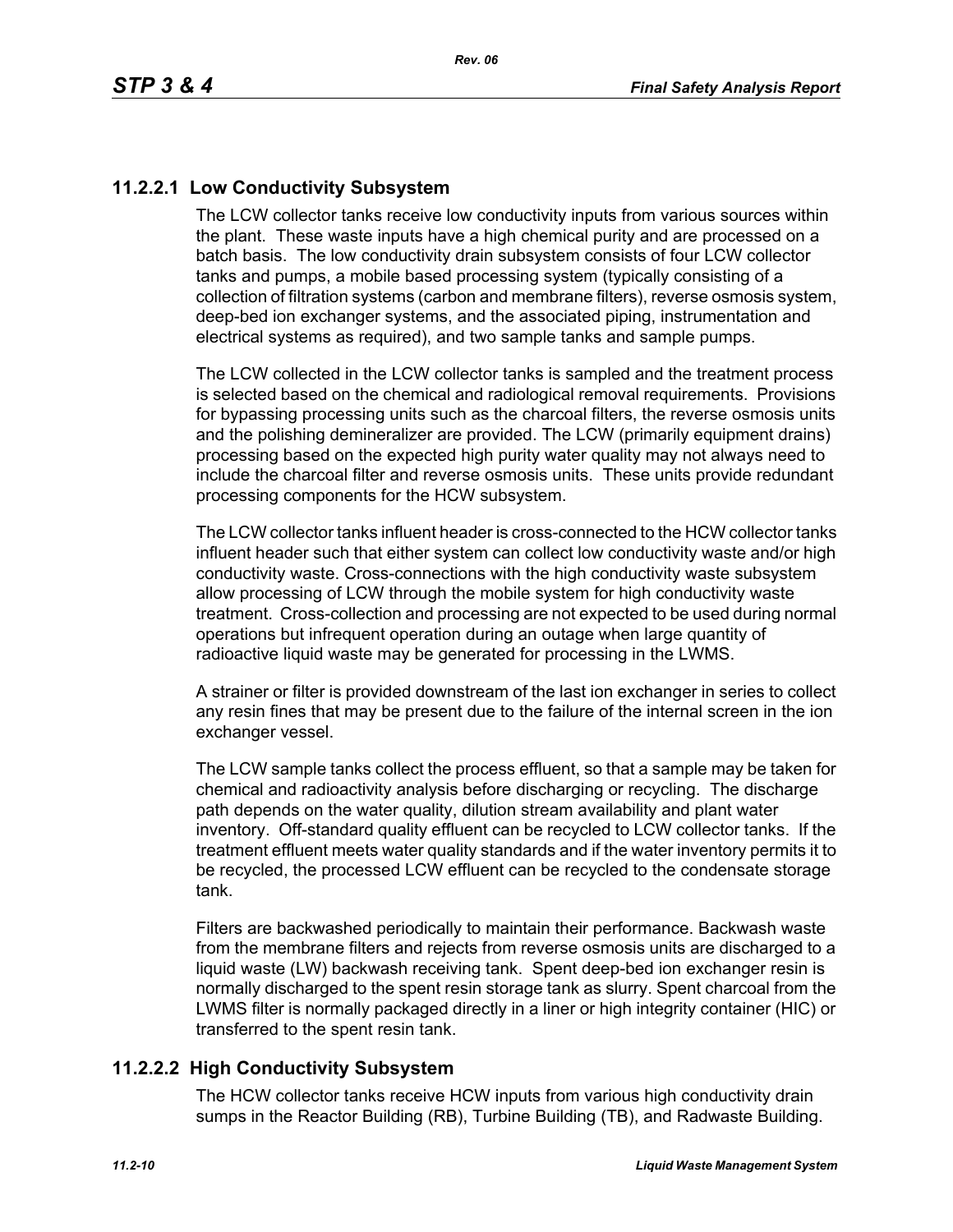### 11.2.2.1 Low Conductivity Subsystem

The LCW collector tanks receive low conductivity inputs from various sources within the plant. These waste inputs have a high chemical purity and are processed on a batch basis. The low conductivity drain subsystem consists of four LCW collector tanks and pumps, a mobile based processing system (typically consisting of a collection of filtration systems (carbon and membrane filters), reverse osmosis system, deep-bed ion exchanger systems, and the associated piping, instrumentation and electrical systems as required), and two sample tanks and sample pumps.

The LCW collected in the LCW collector tanks is sampled and the treatment process is selected based on the chemical and radiological removal requirements. Provisions for bypassing processing units such as the charcoal filters, the reverse osmosis units and the polishing demineralizer are provided. The LCW (primarily equipment drains) processing based on the expected high purity water quality may not always need to include the charcoal filter and reverse osmosis units. These units provide redundant processing components for the HCW subsystem.

The LCW collector tanks influent header is cross-connected to the HCW collector tanks influent header such that either system can collect low conductivity waste and/or high conductivity waste. Cross-connections with the high conductivity waste subsystem allow processing of LCW through the mobile system for high conductivity waste treatment. Cross-collection and processing are not expected to be used during normal operations but infrequent operation during an outage when large quantity of radioactive liquid waste may be generated for processing in the LWMS.

A strainer or filter is provided downstream of the last ion exchanger in series to collect any resin fines that may be present due to the failure of the internal screen in the ion exchanger vessel.

The LCW sample tanks collect the process effluent, so that a sample may be taken for chemical and radioactivity analysis before discharging or recycling. The discharge path depends on the water quality, dilution stream availability and plant water inventory. Off-standard quality effluent can be recycled to LCW collector tanks. If the treatment effluent meets water quality standards and if the water inventory permits it to be recycled, the processed LCW effluent can be recycled to the condensate storage tank.

Filters are backwashed periodically to maintain their performance. Backwash waste from the membrane filters and rejects from reverse osmosis units are discharged to a liquid waste (LW) backwash receiving tank. Spent deep-bed ion exchanger resin is normally discharged to the spent resin storage tank as slurry. Spent charcoal from the LWMS filter is normally packaged directly in a liner or high integrity container (HIC) or transferred to the spent resin tank.

### 11.2.2.2 High Conductivity Subsystem

The HCW collector tanks receive HCW inputs from various high conductivity drain sumps in the Reactor Building (RB), Turbine Building (TB), and Radwaste Building.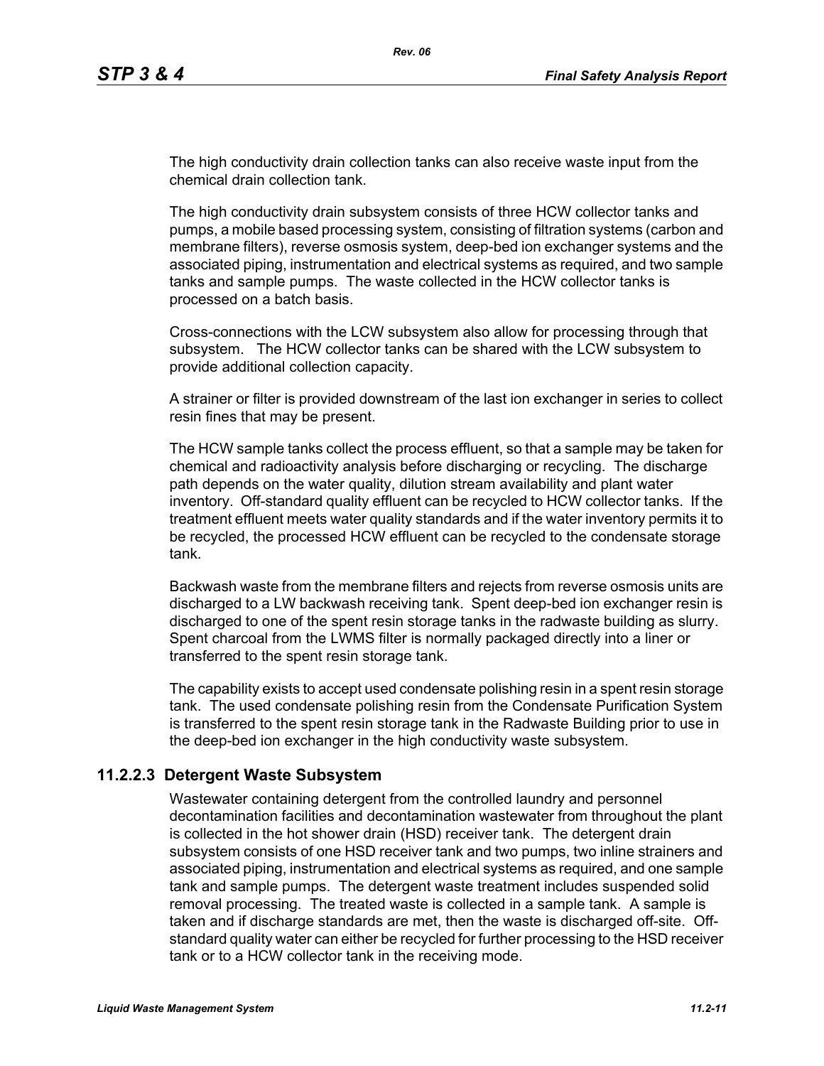The high conductivity drain collection tanks can also receive waste input from the chemical drain collection tank.

The high conductivity drain subsystem consists of three HCW collector tanks and pumps, a mobile based processing system, consisting of filtration systems (carbon and membrane filters), reverse osmosis system, deep-bed ion exchanger systems and the associated piping, instrumentation and electrical systems as required, and two sample tanks and sample pumps. The waste collected in the HCW collector tanks is processed on a batch basis.

Cross-connections with the LCW subsystem also allow for processing through that subsystem. The HCW collector tanks can be shared with the LCW subsystem to provide additional collection capacity.

A strainer or filter is provided downstream of the last ion exchanger in series to collect resin fines that may be present.

The HCW sample tanks collect the process effluent, so that a sample may be taken for chemical and radioactivity analysis before discharging or recycling. The discharge path depends on the water quality, dilution stream availability and plant water inventory. Off-standard quality effluent can be recycled to HCW collector tanks. If the treatment effluent meets water quality standards and if the water inventory permits it to be recycled, the processed HCW effluent can be recycled to the condensate storage tank.

Backwash waste from the membrane filters and rejects from reverse osmosis units are discharged to a LW backwash receiving tank. Spent deep-bed ion exchanger resin is discharged to one of the spent resin storage tanks in the radwaste building as slurry. Spent charcoal from the LWMS filter is normally packaged directly into a liner or transferred to the spent resin storage tank.

The capability exists to accept used condensate polishing resin in a spent resin storage tank. The used condensate polishing resin from the Condensate Purification System is transferred to the spent resin storage tank in the Radwaste Building prior to use in the deep-bed ion exchanger in the high conductivity waste subsystem.

### 11.2.2.3 Detergent Waste Subsystem

Wastewater containing detergent from the controlled laundry and personnel decontamination facilities and decontamination wastewater from throughout the plant is collected in the hot shower drain (HSD) receiver tank. The detergent drain subsystem consists of one HSD receiver tank and two pumps, two inline strainers and associated piping, instrumentation and electrical systems as required, and one sample tank and sample pumps. The detergent waste treatment includes suspended solid removal processing. The treated waste is collected in a sample tank. A sample is taken and if discharge standards are met, then the waste is discharged off-site. Off-standard quality water can either be recycled for further processing to the HSD receiver tank or to a HCW collector tank in the receiving mode.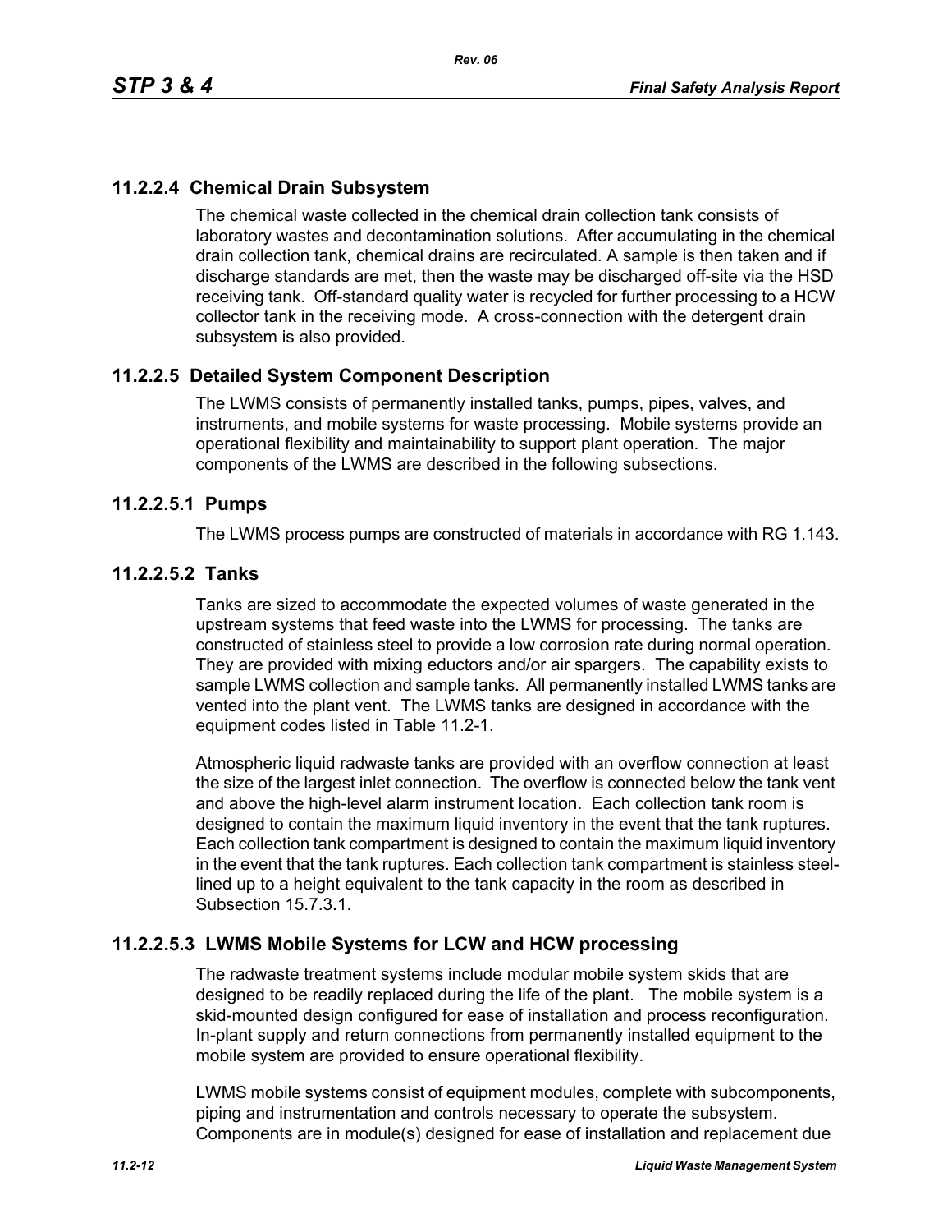### 11.2.2.4 Chemical Drain Subsystem

The chemical waste collected in the chemical drain collection tank consists of laboratory wastes and decontamination solutions. After accumulating in the chemical drain collection tank, chemical drains are recirculated. A sample is then taken and if discharge standards are met, then the waste may be discharged off-site via the HSD receiving tank. Off-standard quality water is recycled for further processing to a HCW collector tank in the receiving mode. A cross-connection with the detergent drain subsystem is also provided.

### 11.2.2.5 Detailed System Component Description

The LWMS consists of permanently installed tanks, pumps, pipes, valves, and instruments, and mobile systems for waste processing. Mobile systems provide an operational flexibility and maintainability to support plant operation. The major components of the LWMS are described in the following subsections.

#### 11.2.2.5.1 Pumps

The LWMS process pumps are constructed of materials in accordance with RG 1.143.

#### 11.2.2.5.2 Tanks

Tanks are sized to accommodate the expected volumes of waste generated in the upstream systems that feed waste into the LWMS for processing. The tanks are constructed of stainless steel to provide a low corrosion rate during normal operation. They are provided with mixing eductors and/or air spargers. The capability exists to sample LWMS collection and sample tanks. All permanently installed LWMS tanks are vented into the plant vent. The LWMS tanks are designed in accordance with the equipment codes listed in Table 11.2-1.

Atmospheric liquid radwaste tanks are provided with an overflow connection at least the size of the largest inlet connection. The overflow is connected below the tank vent and above the high-level alarm instrument location. Each collection tank room is designed to contain the maximum liquid inventory in the event that the tank ruptures. Each collection tank compartment is designed to contain the maximum liquid inventory in the event that the tank ruptures. Each collection tank compartment is stainless steel-lined up to a height equivalent to the tank capacity in the room as described in Subsection 15.7.3.1.

#### 11.2.2.5.3 LWMS Mobile Systems for LCW and HCW processing

The radwaste treatment systems include modular mobile system skids that are designed to be readily replaced during the life of the plant. The mobile system is a skid-mounted design configured for ease of installation and process reconfiguration. In-plant supply and return connections from permanently installed equipment to the mobile system are provided to ensure operational flexibility.

LWMS mobile systems consist of equipment modules, complete with subcomponents, piping and instrumentation and controls necessary to operate the subsystem. Components are in module(s) designed for ease of installation and replacement due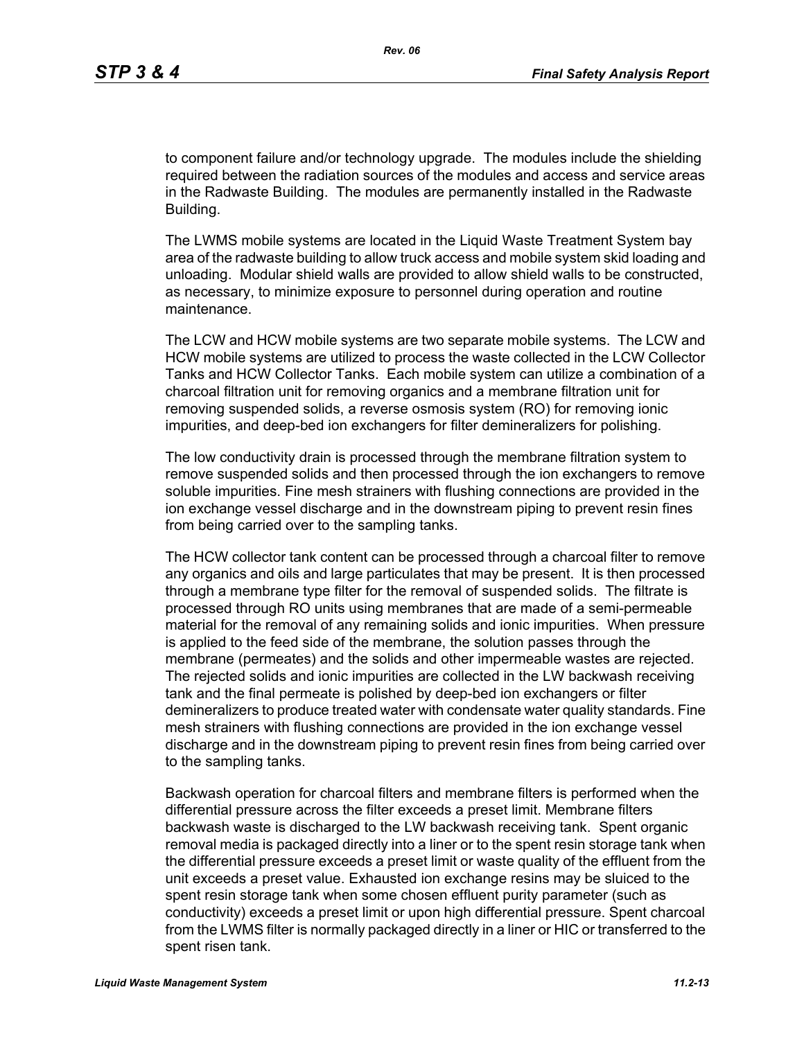to component failure and/or technology upgrade. The modules include the shielding required between the radiation sources of the modules and access and service areas in the Radwaste Building. The modules are permanently installed in the Radwaste Building.

The LWMS mobile systems are located in the Liquid Waste Treatment System bay area of the radwaste building to allow truck access and mobile system skid loading and unloading. Modular shield walls are provided to allow shield walls to be constructed, as necessary, to minimize exposure to personnel during operation and routine maintenance.

The LCW and HCW mobile systems are two separate mobile systems. The LCW and HCW mobile systems are utilized to process the waste collected in the LCW Collector Tanks and HCW Collector Tanks. Each mobile system can utilize a combination of a charcoal filtration unit for removing organics and a membrane filtration unit for removing suspended solids, a reverse osmosis system (RO) for removing ionic impurities, and deep-bed ion exchangers for filter demineralizers for polishing.

The low conductivity drain is processed through the membrane filtration system to remove suspended solids and then processed through the ion exchangers to remove soluble impurities. Fine mesh strainers with flushing connections are provided in the ion exchange vessel discharge and in the downstream piping to prevent resin fines from being carried over to the sampling tanks.

The HCW collector tank content can be processed through a charcoal filter to remove any organics and oils and large particulates that may be present. It is then processed through a membrane type filter for the removal of suspended solids. The filtrate is processed through RO units using membranes that are made of a semi-permeable material for the removal of any remaining solids and ionic impurities. When pressure is applied to the feed side of the membrane, the solution passes through the membrane (permeates) and the solids and other impermeable wastes are rejected. The rejected solids and ionic impurities are collected in the LW backwash receiving tank and the final permeate is polished by deep-bed ion exchangers or filter demineralizers to produce treated water with condensate water quality standards. Fine mesh strainers with flushing connections are provided in the ion exchange vessel discharge and in the downstream piping to prevent resin fines from being carried over to the sampling tanks.

Backwash operation for charcoal filters and membrane filters is performed when the differential pressure across the filter exceeds a preset limit. Membrane filters backwash waste is discharged to the LW backwash receiving tank. Spent organic removal media is packaged directly into a liner or to the spent resin storage tank when the differential pressure exceeds a preset limit or waste quality of the effluent from the unit exceeds a preset value. Exhausted ion exchange resins may be sluiced to the spent resin storage tank when some chosen effluent purity parameter (such as conductivity) exceeds a preset limit or upon high differential pressure. Spent charcoal from the LWMS filter is normally packaged directly in a liner or HIC or transferred to the spent risen tank.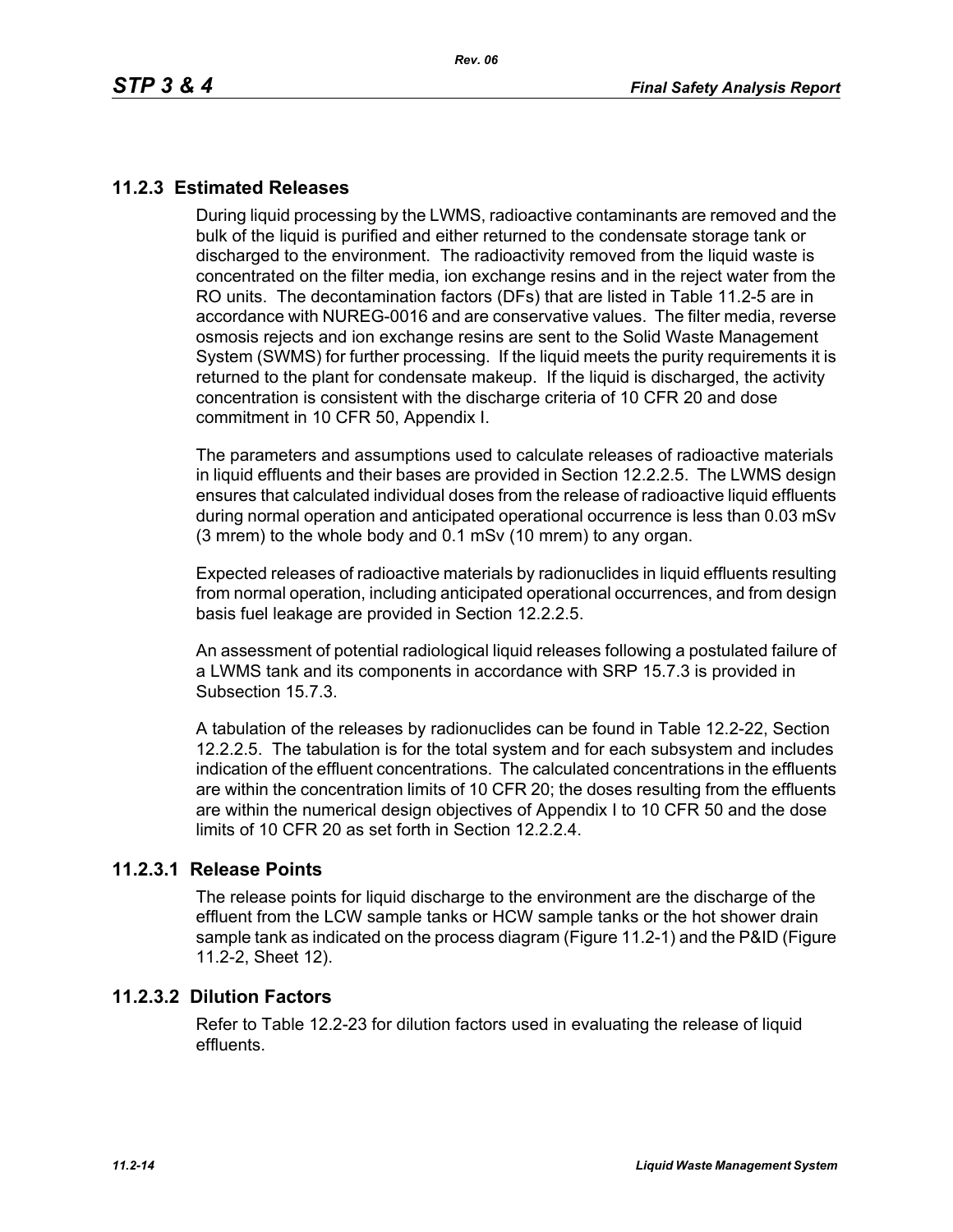## 11.2.3 Estimated Releases

During liquid processing by the LWMS, radioactive contaminants are removed and the bulk of the liquid is purified and either returned to the condensate storage tank or discharged to the environment. The radioactivity removed from the liquid waste is concentrated on the filter media, ion exchange resins and in the reject water from the RO units. The decontamination factors (DFs) that are listed in Table 11.2-5 are in accordance with NUREG-0016 and are conservative values. The filter media, reverse osmosis rejects and ion exchange resins are sent to the Solid Waste Management System (SWMS) for further processing. If the liquid meets the purity requirements it is returned to the plant for condensate makeup. If the liquid is discharged, the activity concentration is consistent with the discharge criteria of 10 CFR 20 and dose commitment in 10 CFR 50, Appendix I.

The parameters and assumptions used to calculate releases of radioactive materials in liquid effluents and their bases are provided in Section 12.2.2.5. The LWMS design ensures that calculated individual doses from the release of radioactive liquid effluents during normal operation and anticipated operational occurrence is less than 0.03 mSv (3 mrem) to the whole body and 0.1 mSv (10 mrem) to any organ.

Expected releases of radioactive materials by radionuclides in liquid effluents resulting from normal operation, including anticipated operational occurrences, and from design basis fuel leakage are provided in Section 12.2.2.5.

An assessment of potential radiological liquid releases following a postulated failure of a LWMS tank and its components in accordance with SRP 15.7.3 is provided in Subsection 15.7.3.

A tabulation of the releases by radionuclides can be found in Table 12.2-22, Section 12.2.2.5. The tabulation is for the total system and for each subsystem and includes indication of the effluent concentrations. The calculated concentrations in the effluents are within the concentration limits of 10 CFR 20; the doses resulting from the effluents are within the numerical design objectives of Appendix I to 10 CFR 50 and the dose limits of 10 CFR 20 as set forth in Section 12.2.2.4.

### 11.2.3.1 Release Points

The release points for liquid discharge to the environment are the discharge of the effluent from the LCW sample tanks or HCW sample tanks or the hot shower drain sample tank as indicated on the process diagram (Figure 11.2-1) and the P&ID (Figure 11.2-2, Sheet 12).

### 11.2.3.2 Dilution Factors

Refer to Table 12.2-23 for dilution factors used in evaluating the release of liquid effluents.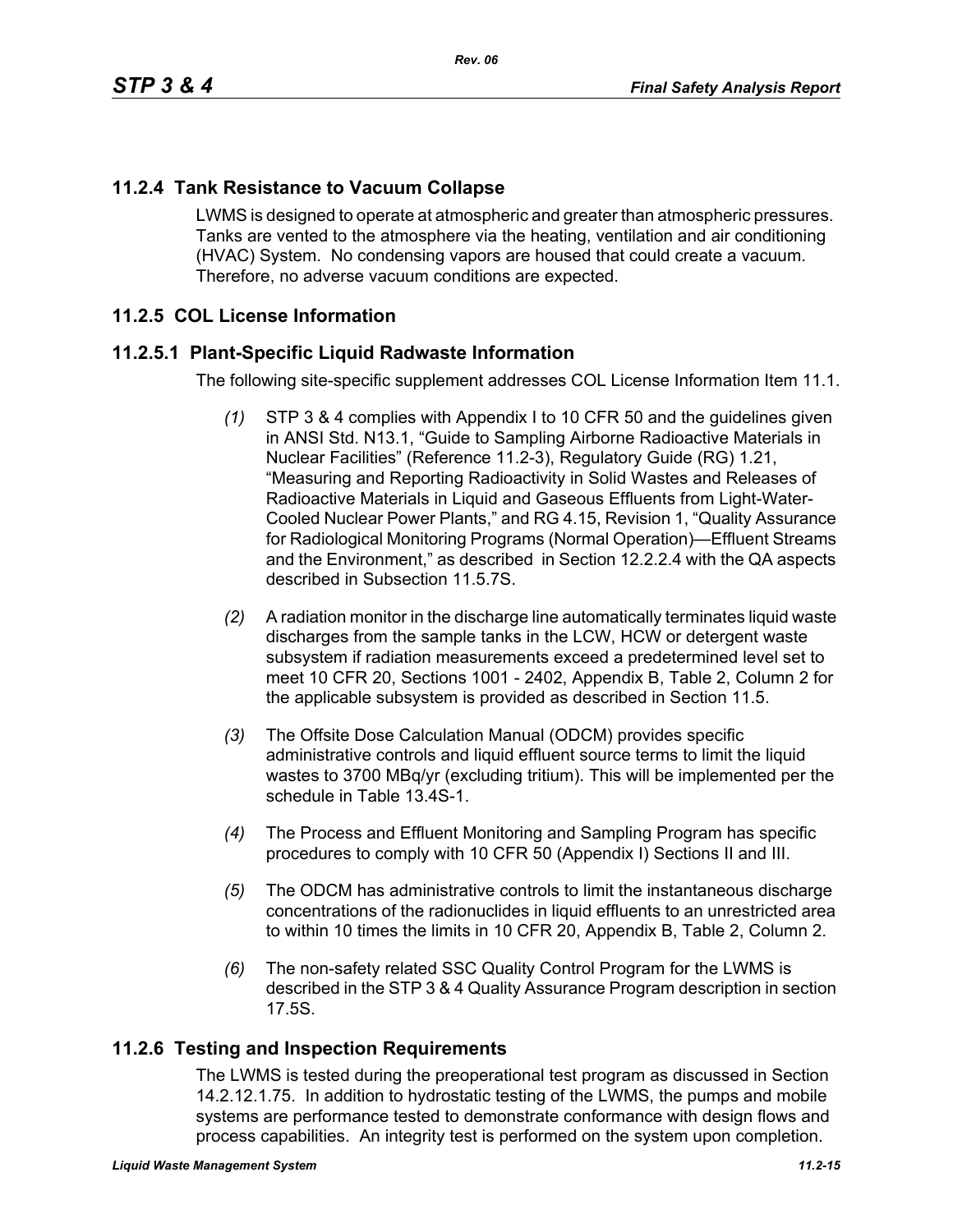### 11.2.4 Tank Resistance to Vacuum Collapse

LWMS is designed to operate at atmospheric and greater than atmospheric pressures. Tanks are vented to the atmosphere via the heating, ventilation and air conditioning (HVAC) System. No condensing vapors are housed that could create a vacuum. Therefore, no adverse vacuum conditions are expected.

### 11.2.5 COL License Information

#### 11.2.5.1 Plant-Specific Liquid Radwaste Information

The following site-specific supplement addresses COL License Information Item 11.1.

*(1)* STP 3 & 4 complies with Appendix I to 10 CFR 50 and the guidelines given in ANSI Std. N13.1, "Guide to Sampling Airborne Radioactive Materials in Nuclear Facilities" (Reference 11.2-3), Regulatory Guide (RG) 1.21, "Measuring and Reporting Radioactivity in Solid Wastes and Releases of Radioactive Materials in Liquid and Gaseous Effluents from Light-Water-Cooled Nuclear Power Plants," and RG 4.15, Revision 1, "Quality Assurance for Radiological Monitoring Programs (Normal Operation)—Effluent Streams and the Environment," as described in Section 12.2.2.4 with the QA aspects described in Subsection 11.5.7S.

*(2)* A radiation monitor in the discharge line automatically terminates liquid waste discharges from the sample tanks in the LCW, HCW or detergent waste subsystem if radiation measurements exceed a predetermined level set to meet 10 CFR 20, Sections 1001 - 2402, Appendix B, Table 2, Column 2 for the applicable subsystem is provided as described in Section 11.5.

*(3)* The Offsite Dose Calculation Manual (ODCM) provides specific administrative controls and liquid effluent source terms to limit the liquid wastes to 3700 MBq/yr (excluding tritium). This will be implemented per the schedule in Table 13.4S-1.

*(4)* The Process and Effluent Monitoring and Sampling Program has specific procedures to comply with 10 CFR 50 (Appendix I) Sections II and III.

*(5)* The ODCM has administrative controls to limit the instantaneous discharge concentrations of the radionuclides in liquid effluents to an unrestricted area to within 10 times the limits in 10 CFR 20, Appendix B, Table 2, Column 2.

*(6)* The non-safety related SSC Quality Control Program for the LWMS is described in the STP 3 & 4 Quality Assurance Program description in section 17.5S.

### 11.2.6 Testing and Inspection Requirements

The LWMS is tested during the preoperational test program as discussed in Section 14.2.12.1.75. In addition to hydrostatic testing of the LWMS, the pumps and mobile systems are performance tested to demonstrate conformance with design flows and process capabilities. An integrity test is performed on the system upon completion.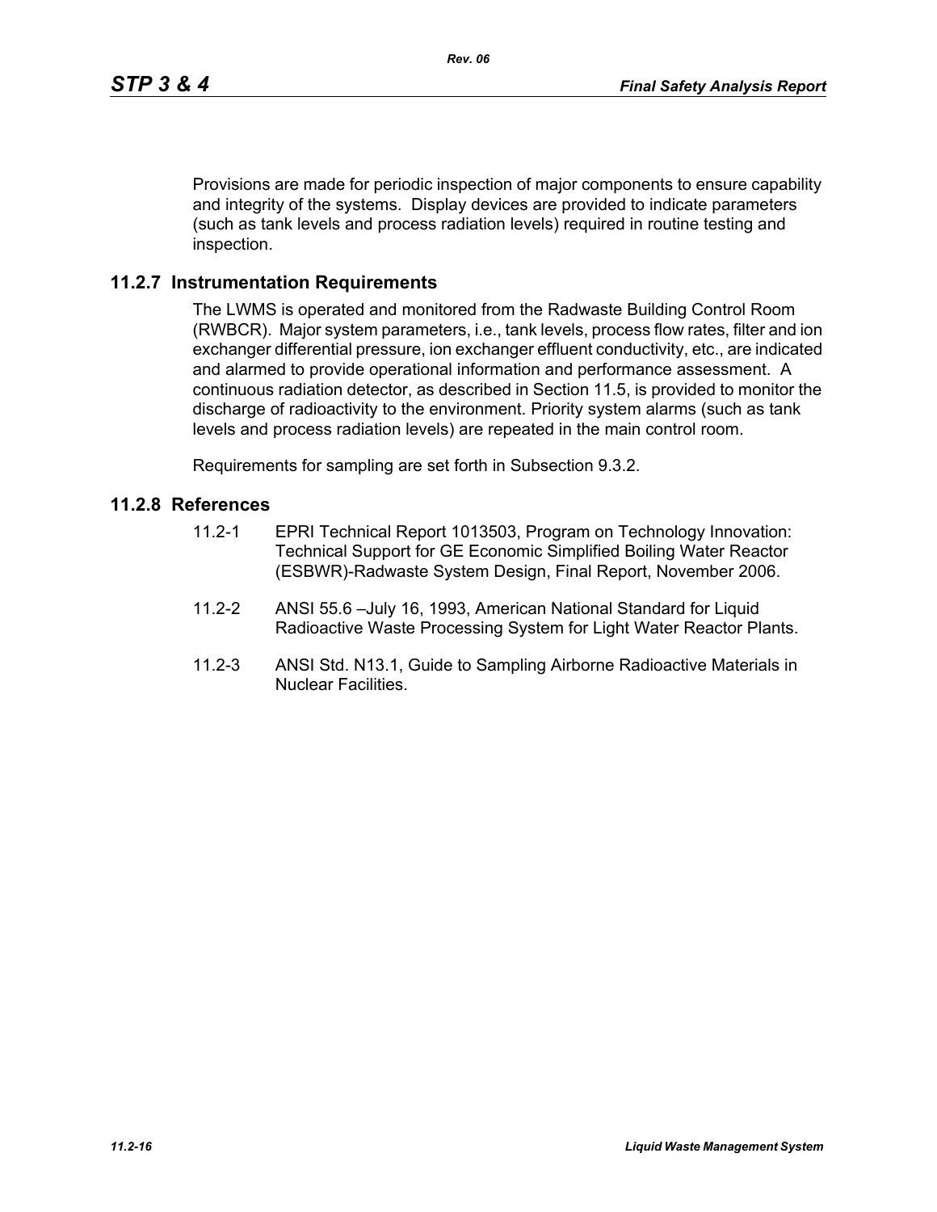Provisions are made for periodic inspection of major components to ensure capability and integrity of the systems. Display devices are provided to indicate parameters (such as tank levels and process radiation levels) required in routine testing and inspection.

## 11.2.7 Instrumentation Requirements

The LWMS is operated and monitored from the Radwaste Building Control Room (RWBCR). Major system parameters, i.e., tank levels, process flow rates, filter and ion exchanger differential pressure, ion exchanger effluent conductivity, etc., are indicated and alarmed to provide operational information and performance assessment. A continuous radiation detector, as described in Section 11.5, is provided to monitor the discharge of radioactivity to the environment. Priority system alarms (such as tank levels and process radiation levels) are repeated in the main control room.

Requirements for sampling are set forth in Subsection 9.3.2.

## 11.2.8 References

11.2-1 EPRI Technical Report 1013503, Program on Technology Innovation: Technical Support for GE Economic Simplified Boiling Water Reactor (ESBWR)-Radwaste System Design, Final Report, November 2006.

11.2-2 ANSI 55.6 –July 16, 1993, American National Standard for Liquid Radioactive Waste Processing System for Light Water Reactor Plants.

11.2-3 ANSI Std. N13.1, Guide to Sampling Airborne Radioactive Materials in Nuclear Facilities.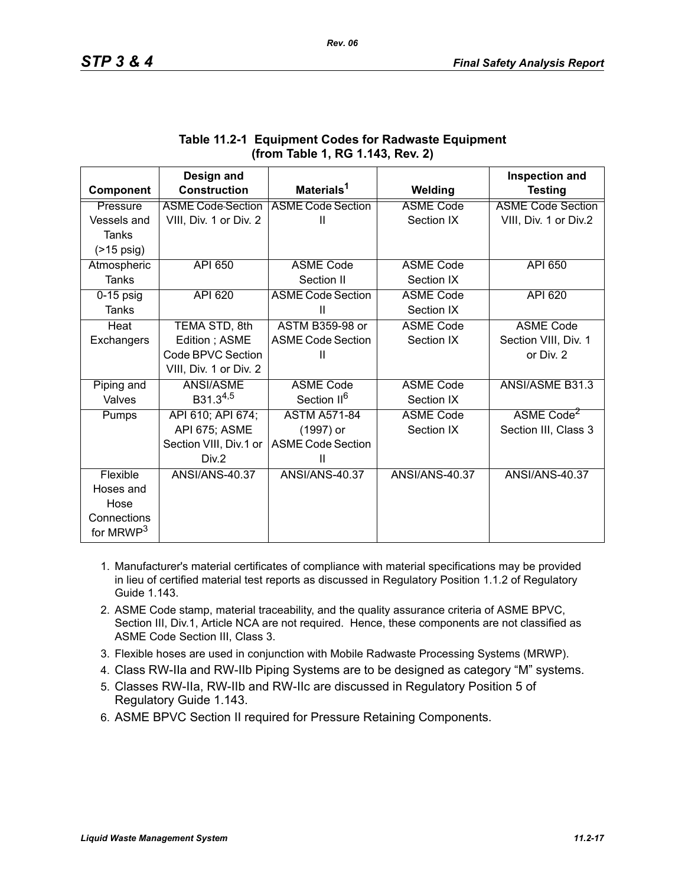**Table 11.2-1 Equipment Codes for Radwaste Equipment (from Table 1, RG 1.143, Rev. 2)**

| Component | Design and Construction | Materials[1] | Welding | Inspection and Testing |
|---|---|---|---|---|
| Pressure Vessels and Tanks (>15 psig) | ASME Code Section VIII, Div. 1 or Div. 2 | ASME Code Section II | ASME Code Section IX | ASME Code Section VIII, Div. 1 or Div.2 |
| Atmospheric Tanks | API 650 | ASME Code Section II | ASME Code Section IX | API 650 |
| 0-15 psig Tanks | API 620 | ASME Code Section II | ASME Code Section IX | API 620 |
| Heat Exchangers | TEMA STD, 8th Edition ; ASME Code BPVC Section VIII, Div. 1 or Div. 2 | ASTM B359-98 or ASME Code Section II | ASME Code Section IX | ASME Code Section VIII, Div. 1 or Div. 2 |
| Piping and Valves | ANSI/ASME B31.3[4,5] | ASME Code Section II[6] | ASME Code Section IX | ANSI/ASME B31.3 |
| Pumps | API 610; API 674; API 675; ASME Section VIII, Div.1 or Div.2 | ASTM A571-84 (1997) or ASME Code Section II | ASME Code Section IX | ASME Code[2] Section III, Class 3 |
| Flexible Hoses and Hose Connections for MRWP[3] | ANSI/ANS-40.37 | ANSI/ANS-40.37 | ANSI/ANS-40.37 | ANSI/ANS-40.37 |

1. Manufacturer's material certificates of compliance with material specifications may be provided in lieu of certified material test reports as discussed in Regulatory Position 1.1.2 of Regulatory Guide 1.143.
2. ASME Code stamp, material traceability, and the quality assurance criteria of ASME BPVC, Section III, Div.1, Article NCA are not required. Hence, these components are not classified as ASME Code Section III, Class 3.
3. Flexible hoses are used in conjunction with Mobile Radwaste Processing Systems (MRWP).
4. Class RW-IIa and RW-IIb Piping Systems are to be designed as category "M" systems.
5. Classes RW-IIa, RW-IIb and RW-IIc are discussed in Regulatory Position 5 of Regulatory Guide 1.143.
6. ASME BPVC Section II required for Pressure Retaining Components.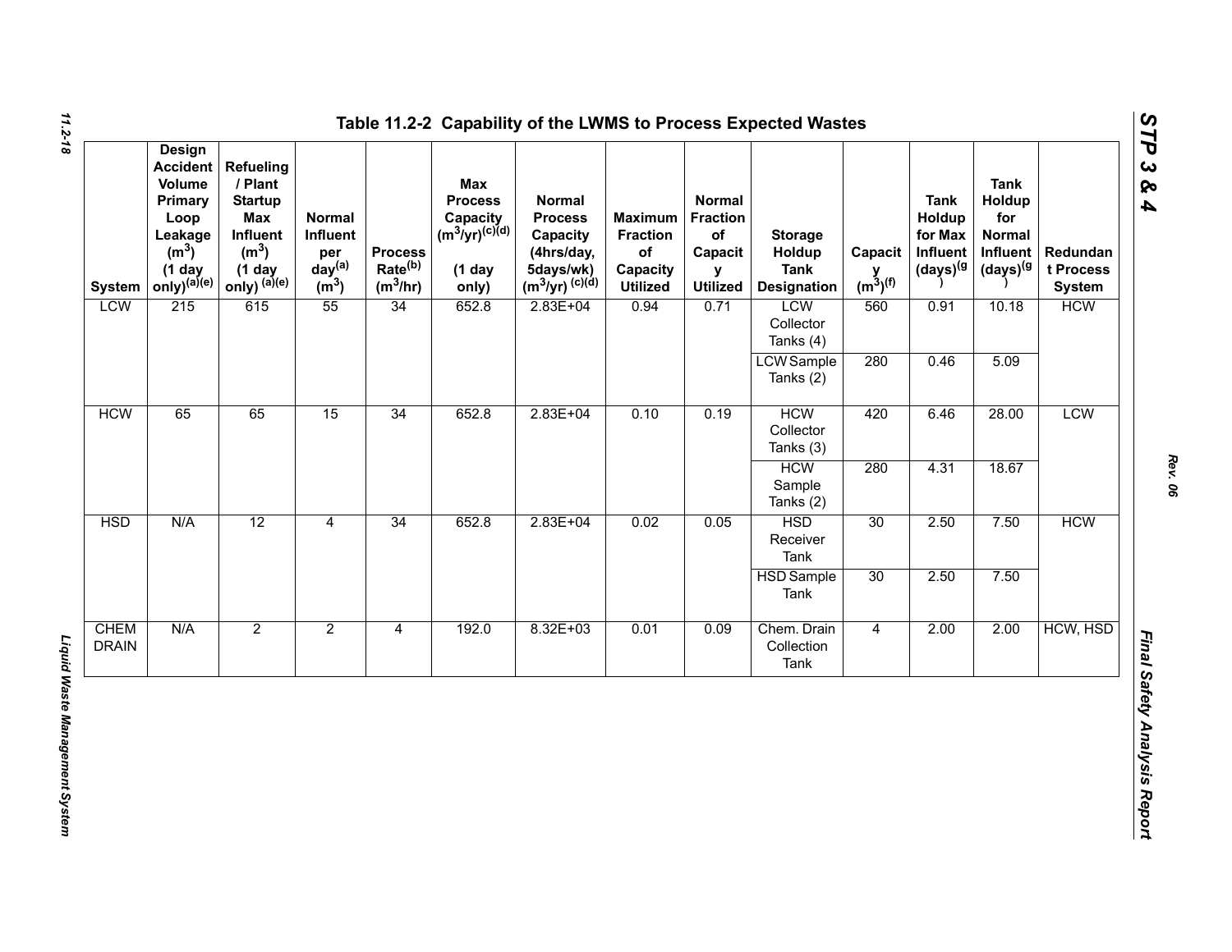# Table 11.2-2 Capability of the LWMS to Process Expected Wastes

| System | Design Accident Volume Primary Loop Leakage ($m^3$) (1 day only)[(a)(e)] | Refueling / Plant Startup Max Influent ($m^3$) (1 day only) [(a)(e)] | Normal Influent per day[(a)] ($m^3$) | Process Rate[(b)] ($m^3$/hr) | Max Process Capacity ($m^3$/yr)[(c)(d)] (1 day only) | Normal Process Capacity (4hrs/day, 5days/wk) ($m^3$/yr) [(c)(d)] | Maximum Fraction of Capacity Utilized | Normal Fraction of Capacity Utilized | Storage Holdup Tank Designation | Capacity ($m^3$)[(f)] | Tank Holdup for Max Influent (days)[(g)] | Tank Holdup for Normal Influent (days)[(g)] | Redundant Process System |
|---|---|---|---|---|---|---|---|---|---|---|---|---|---|
| LCW | 215 | 615 | 55 | 34 | 652.8 | 2.83E+04 | 0.94 | 0.71 | LCW Collector Tanks (4) | 560 | 0.91 | 10.18 | HCW |
| | | | | | | | | | LCW Sample Tanks (2) | 280 | 0.46 | 5.09 | |
| HCW | 65 | 65 | 15 | 34 | 652.8 | 2.83E+04 | 0.10 | 0.19 | HCW Collector Tanks (3) | 420 | 6.46 | 28.00 | LCW |
| | | | | | | | | | HCW Sample Tanks (2) | 280 | 4.31 | 18.67 | |
| HSD | N/A | 12 | 4 | 34 | 652.8 | 2.83E+04 | 0.02 | 0.05 | HSD Receiver Tank | 30 | 2.50 | 7.50 | HCW |
| | | | | | | | | | HSD Sample Tank | 30 | 2.50 | 7.50 | |
| CHEM DRAIN | N/A | 2 | 2 | 4 | 192.0 | 8.32E+03 | 0.01 | 0.09 | Chem. Drain Collection Tank | 4 | 2.00 | 2.00 | HCW, HSD |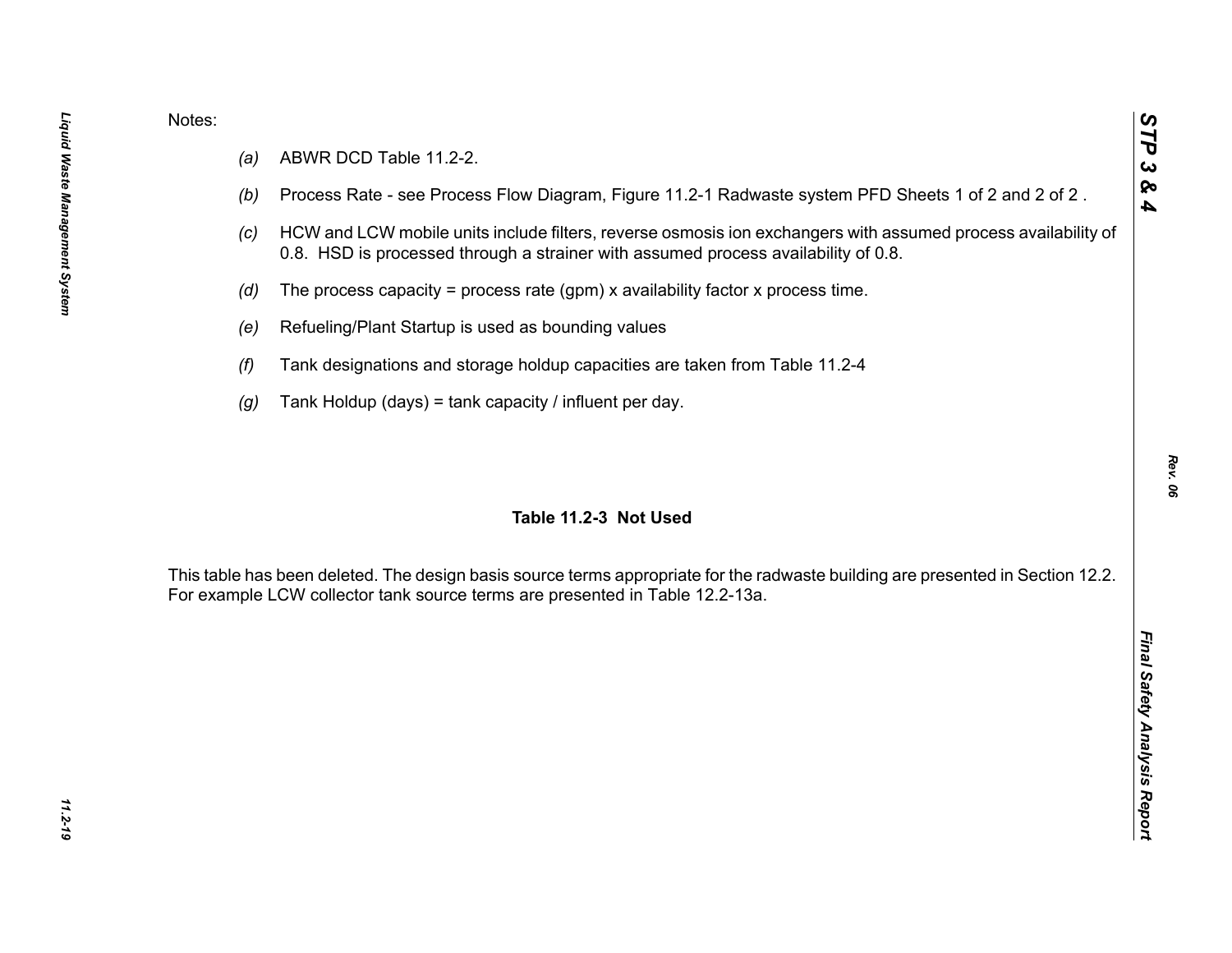Notes:

(a) ABWR DCD Table 11.2-2.

(b) Process Rate - see Process Flow Diagram, Figure 11.2-1 Radwaste system PFD Sheets 1 of 2 and 2 of 2 .

(c) HCW and LCW mobile units include filters, reverse osmosis ion exchangers with assumed process availability of 0.8. HSD is processed through a strainer with assumed process availability of 0.8.

(d) The process capacity = process rate (gpm) x availability factor x process time.

(e) Refueling/Plant Startup is used as bounding values

(f) Tank designations and storage holdup capacities are taken from Table 11.2-4

(g) Tank Holdup (days) = tank capacity / influent per day.

**Table 11.2-3 Not Used**

This table has been deleted. The design basis source terms appropriate for the radwaste building are presented in Section 12.2. For example LCW collector tank source terms are presented in Table 12.2-13a.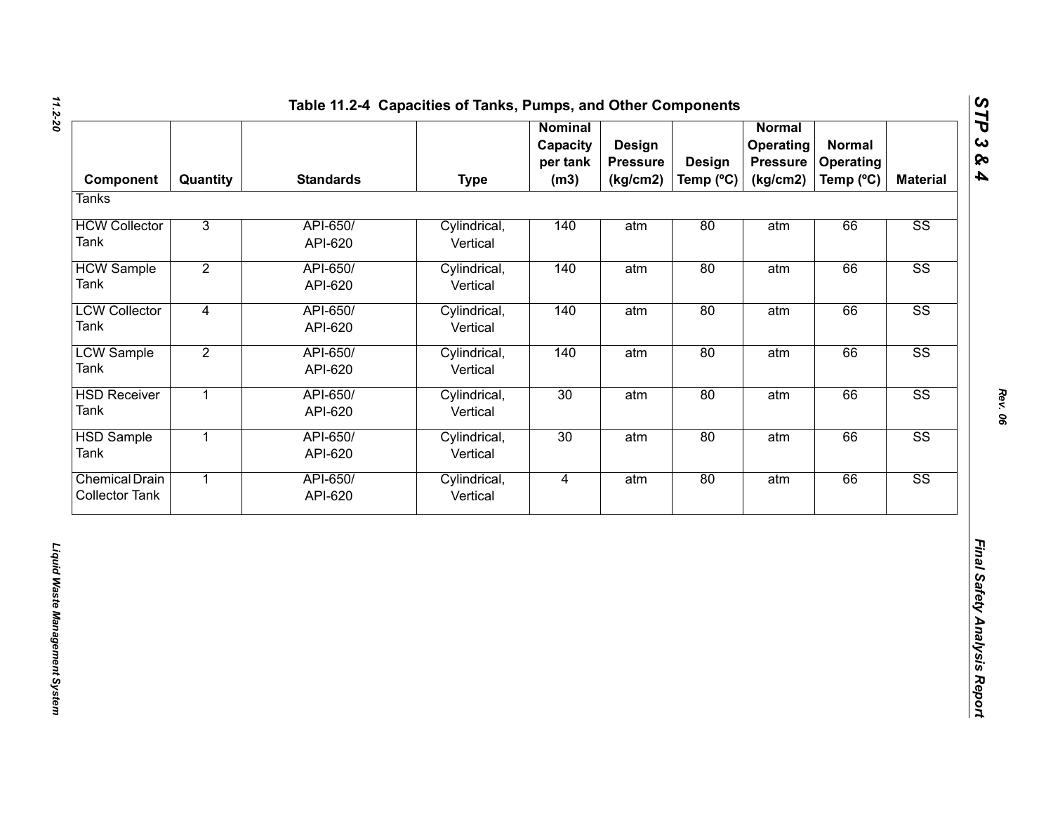## Table 11.2-4 Capacities of Tanks, Pumps, and Other Components

| Component | Quantity | Standards | Type | Nominal Capacity per tank (m3) | Design Pressure (kg/cm2) | Design Temp (ºC) | Normal Operating Pressure (kg/cm2) | Normal Operating Temp (ºC) | Material |
|---|---|---|---|---|---|---|---|---|---|
| Tanks | | | | | | | | | |
| HCW Collector Tank | 3 | API-650/ API-620 | Cylindrical, Vertical | 140 | atm | 80 | atm | 66 | SS |
| HCW Sample Tank | 2 | API-650/ API-620 | Cylindrical, Vertical | 140 | atm | 80 | atm | 66 | SS |
| LCW Collector Tank | 4 | API-650/ API-620 | Cylindrical, Vertical | 140 | atm | 80 | atm | 66 | SS |
| LCW Sample Tank | 2 | API-650/ API-620 | Cylindrical, Vertical | 140 | atm | 80 | atm | 66 | SS |
| HSD Receiver Tank | 1 | API-650/ API-620 | Cylindrical, Vertical | 30 | atm | 80 | atm | 66 | SS |
| HSD Sample Tank | 1 | API-650/ API-620 | Cylindrical, Vertical | 30 | atm | 80 | atm | 66 | SS |
| Chemical Drain Collector Tank | 1 | API-650/ API-620 | Cylindrical, Vertical | 4 | atm | 80 | atm | 66 | SS |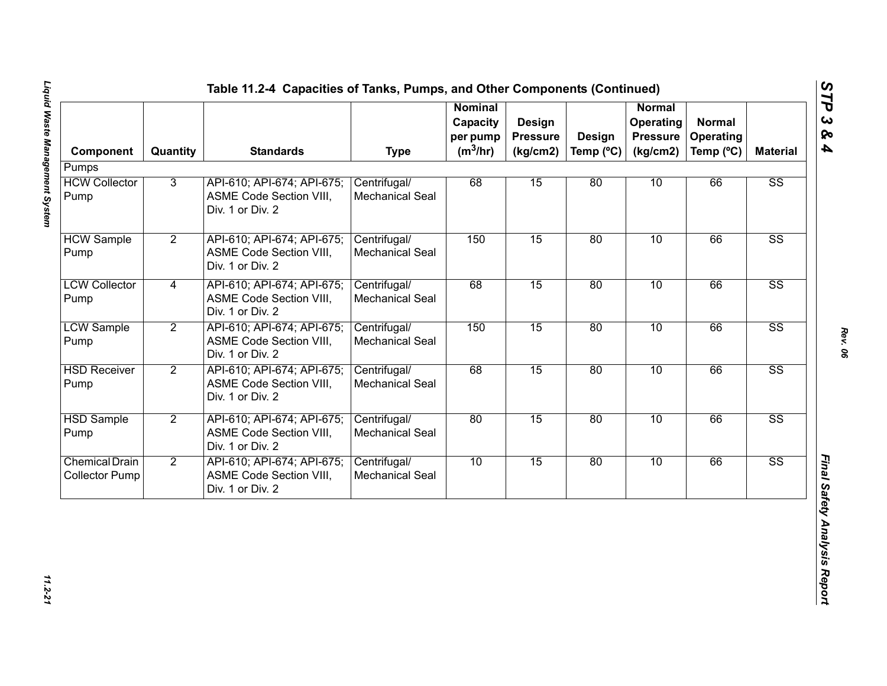## Table 11.2-4 Capacities of Tanks, Pumps, and Other Components (Continued)

| Component | Quantity | Standards | Type | Nominal Capacity per pump ($m^3$/hr) | Design Pressure (kg/cm2) | Design Temp (ºC) | Normal Operating Pressure (kg/cm2) | Normal Operating Temp (ºC) | Material |
|---|---|---|---|---|---|---|---|---|---|
| Pumps | | | | | | | | | |
| HCW Collector Pump | 3 | API-610; API-674; API-675; ASME Code Section VIII, Div. 1 or Div. 2 | Centrifugal/ Mechanical Seal | 68 | 15 | 80 | 10 | 66 | SS |
| HCW Sample Pump | 2 | API-610; API-674; API-675; ASME Code Section VIII, Div. 1 or Div. 2 | Centrifugal/ Mechanical Seal | 150 | 15 | 80 | 10 | 66 | SS |
| LCW Collector Pump | 4 | API-610; API-674; API-675; ASME Code Section VIII, Div. 1 or Div. 2 | Centrifugal/ Mechanical Seal | 68 | 15 | 80 | 10 | 66 | SS |
| LCW Sample Pump | 2 | API-610; API-674; API-675; ASME Code Section VIII, Div. 1 or Div. 2 | Centrifugal/ Mechanical Seal | 150 | 15 | 80 | 10 | 66 | SS |
| HSD Receiver Pump | 2 | API-610; API-674; API-675; ASME Code Section VIII, Div. 1 or Div. 2 | Centrifugal/ Mechanical Seal | 68 | 15 | 80 | 10 | 66 | SS |
| HSD Sample Pump | 2 | API-610; API-674; API-675; ASME Code Section VIII, Div. 1 or Div. 2 | Centrifugal/ Mechanical Seal | 80 | 15 | 80 | 10 | 66 | SS |
| Chemical Drain Collector Pump | 2 | API-610; API-674; API-675; ASME Code Section VIII, Div. 1 or Div. 2 | Centrifugal/ Mechanical Seal | 10 | 15 | 80 | 10 | 66 | SS |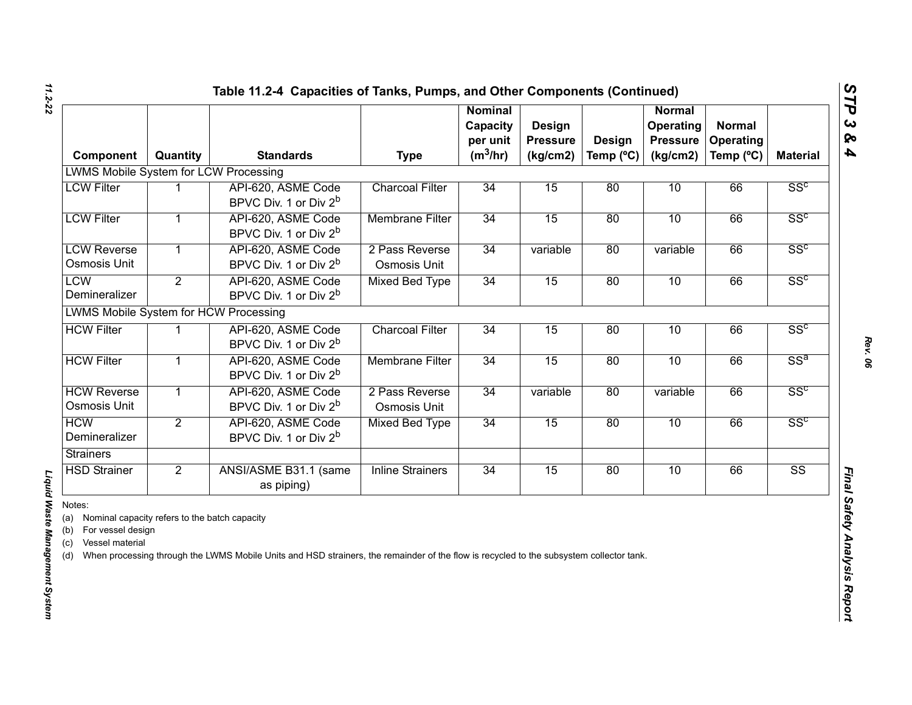# Table 11.2-4 Capacities of Tanks, Pumps, and Other Components (Continued)

| Component | Quantity | Standards | Type | Nominal Capacity per unit ($m^3$/hr) | Design Pressure (kg/cm2) | Design Temp (ºC) | Normal Operating Pressure (kg/cm2) | Normal Operating Temp (ºC) | Material |
|---|---|---|---|---|---|---|---|---|---|
| LWMS Mobile System for LCW Processing | | | | | | | | | |
| LCW Filter | 1 | API-620, ASME Code BPVC Div. 1 or Div 2[b] | Charcoal Filter | 34 | 15 | 80 | 10 | 66 | SS[c] |
| LCW Filter | 1 | API-620, ASME Code BPVC Div. 1 or Div 2[b] | Membrane Filter | 34 | 15 | 80 | 10 | 66 | SS[c] |
| LCW Reverse Osmosis Unit | 1 | API-620, ASME Code BPVC Div. 1 or Div 2[b] | 2 Pass Reverse Osmosis Unit | 34 | variable | 80 | variable | 66 | SS[c] |
| LCW Demineralizer | 2 | API-620, ASME Code BPVC Div. 1 or Div 2[b] | Mixed Bed Type | 34 | 15 | 80 | 10 | 66 | SS[c] |
| LWMS Mobile System for HCW Processing | | | | | | | | | |
| HCW Filter | 1 | API-620, ASME Code BPVC Div. 1 or Div 2[b] | Charcoal Filter | 34 | 15 | 80 | 10 | 66 | SS[c] |
| HCW Filter | 1 | API-620, ASME Code BPVC Div. 1 or Div 2[b] | Membrane Filter | 34 | 15 | 80 | 10 | 66 | SS[a] |
| HCW Reverse Osmosis Unit | 1 | API-620, ASME Code BPVC Div. 1 or Div 2[b] | 2 Pass Reverse Osmosis Unit | 34 | variable | 80 | variable | 66 | SS[c] |
| HCW Demineralizer | 2 | API-620, ASME Code BPVC Div. 1 or Div 2[b] | Mixed Bed Type | 34 | 15 | 80 | 10 | 66 | SS[c] |
| Strainers | | | | | | | | | |
| HSD Strainer | 2 | ANSI/ASME B31.1 (same as piping) | Inline Strainers | 34 | 15 | 80 | 10 | 66 | SS |

Notes:

(a) Nominal capacity refers to the batch capacity

(b) For vessel design

(c) Vessel material

(d) When processing through the LWMS Mobile Units and HSD strainers, the remainder of the flow is recycled to the subsystem collector tank.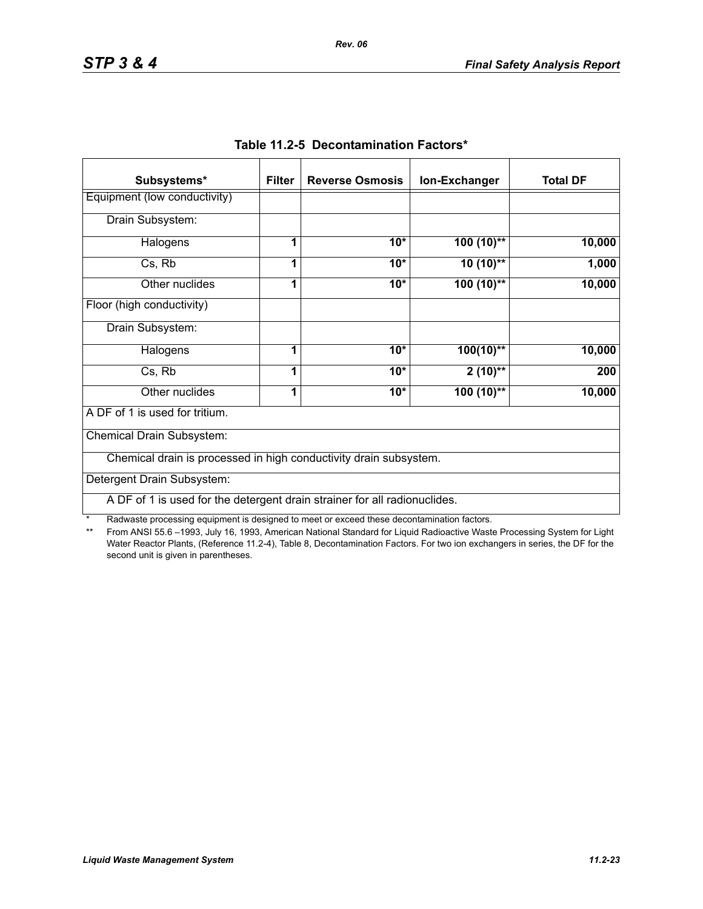**Table 11.2-5 Decontamination Factors***

| Subsystems* | Filter | Reverse Osmosis | Ion-Exchanger | Total DF |
|---|---|---|---|---|
| Equipment (low conductivity) | | | | |
| Drain Subsystem: | | | | |
| Halogens | **1** | **10*** | **100 (10)**** | **10,000** |
| Cs, Rb | **1** | **10*** | **10 (10)**** | **1,000** |
| Other nuclides | **1** | **10*** | **100 (10)**** | **10,000** |
| Floor (high conductivity) | | | | |
| Drain Subsystem: | | | | |
| Halogens | **1** | **10*** | **100(10)**** | **10,000** |
| Cs, Rb | **1** | **10*** | **2 (10)**** | **200** |
| Other nuclides | **1** | **10*** | **100 (10)**** | **10,000** |
| A DF of 1 is used for tritium. | | | | |
| Chemical Drain Subsystem: | | | | |
| Chemical drain is processed in high conductivity drain subsystem. | | | | |
| Detergent Drain Subsystem: | | | | |
| A DF of 1 is used for the detergent drain strainer for all radionuclides. | | | | |

\* Radwaste processing equipment is designed to meet or exceed these decontamination factors.

\*\* From ANSI 55.6 –1993, July 16, 1993, American National Standard for Liquid Radioactive Waste Processing System for Light Water Reactor Plants, (Reference 11.2-4), Table 8, Decontamination Factors. For two ion exchangers in series, the DF for the second unit is given in parentheses.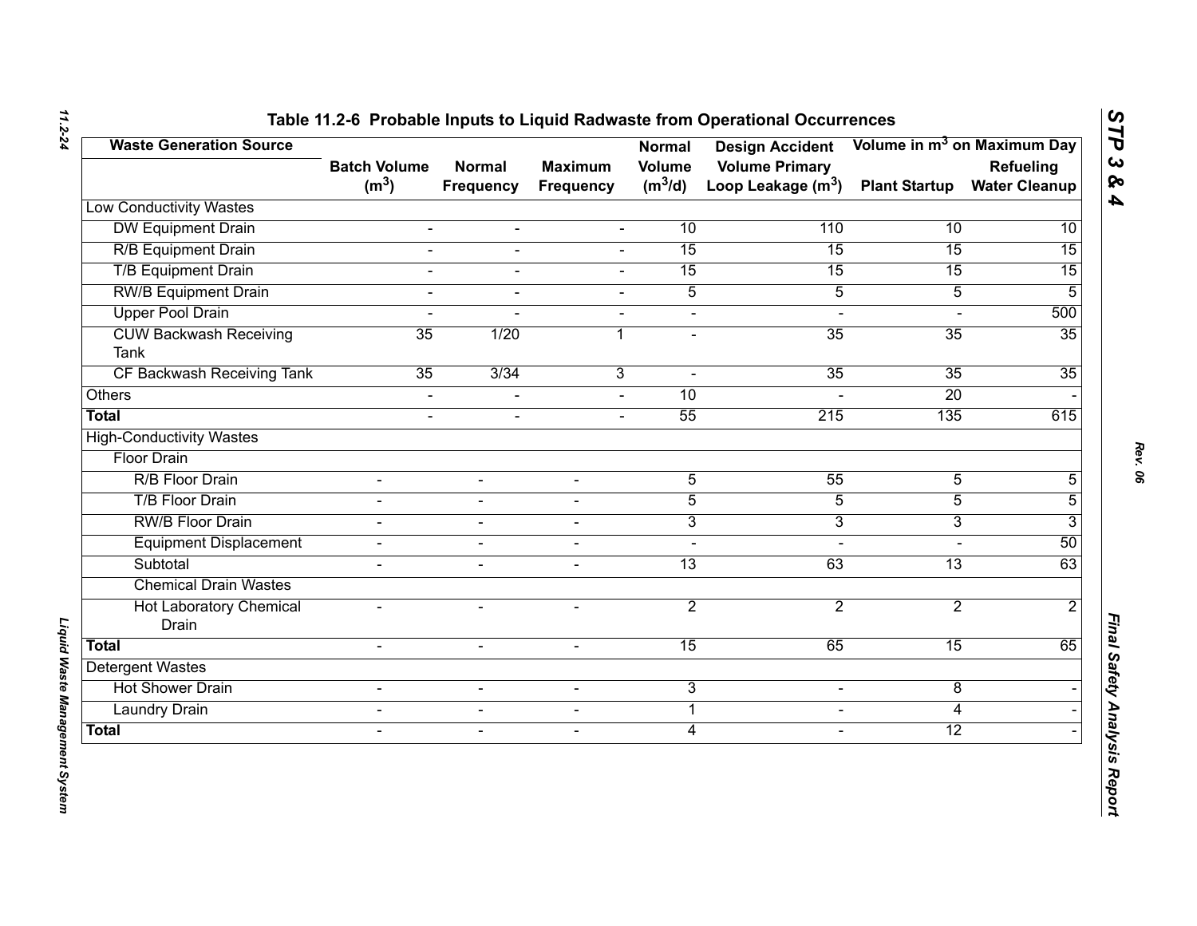## Table 11.2-6 Probable Inputs to Liquid Radwaste from Operational Occurrences

| Waste Generation Source | Batch Volume ($m^3$) | Normal Frequency | Maximum Frequency | Normal Volume ($m^3$/d) | Design Accident Volume Primary Loop Leakage ($m^3$) | Volume in $m^3$ on Maximum Day | |
|---|---|---|---|---|---|---|---|
| | | | | | | Plant Startup | Refueling Water Cleanup |
| Low Conductivity Wastes | | | | | | | |
| DW Equipment Drain | - | - | - | 10 | 110 | 10 | 10 |
| R/B Equipment Drain | - | - | - | 15 | 15 | 15 | 15 |
| T/B Equipment Drain | - | - | - | 15 | 15 | 15 | 15 |
| RW/B Equipment Drain | - | - | - | 5 | 5 | 5 | 5 |
| Upper Pool Drain | - | - | - | - | - | - | 500 |
| CUW Backwash Receiving Tank | 35 | 1/20 | 1 | - | 35 | 35 | 35 |
| CF Backwash Receiving Tank | 35 | 3/34 | 3 | - | 35 | 35 | 35 |
| Others | - | - | - | 10 | - | 20 | - |
| **Total** | - | - | - | 55 | 215 | 135 | 615 |
| High-Conductivity Wastes | | | | | | | |
| Floor Drain | | | | | | | |
| R/B Floor Drain | - | - | - | 5 | 55 | 5 | 5 |
| T/B Floor Drain | - | - | - | 5 | 5 | 5 | 5 |
| RW/B Floor Drain | - | - | - | 3 | 3 | 3 | 3 |
| Equipment Displacement | - | - | - | - | - | - | 50 |
| Subtotal | - | - | - | 13 | 63 | 13 | 63 |
| Chemical Drain Wastes | | | | | | | |
| Hot Laboratory Chemical Drain | - | - | - | 2 | 2 | 2 | 2 |
| **Total** | - | - | - | 15 | 65 | 15 | 65 |
| Detergent Wastes | | | | | | | |
| Hot Shower Drain | - | - | - | 3 | - | 8 | - |
| Laundry Drain | - | - | - | 1 | - | 4 | - |
| **Total** | - | - | - | 4 | - | 12 | - |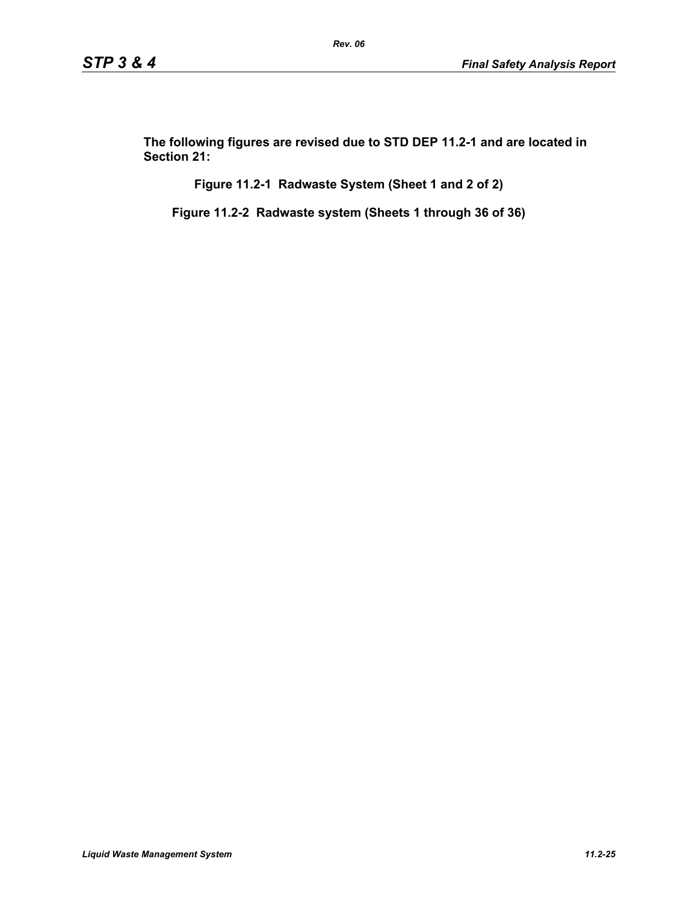**The following figures are revised due to STD DEP 11.2-1 and are located in Section 21:**

**Figure 11.2-1 Radwaste System (Sheet 1 and 2 of 2)**

**Figure 11.2-2 Radwaste system (Sheets 1 through 36 of 36)**